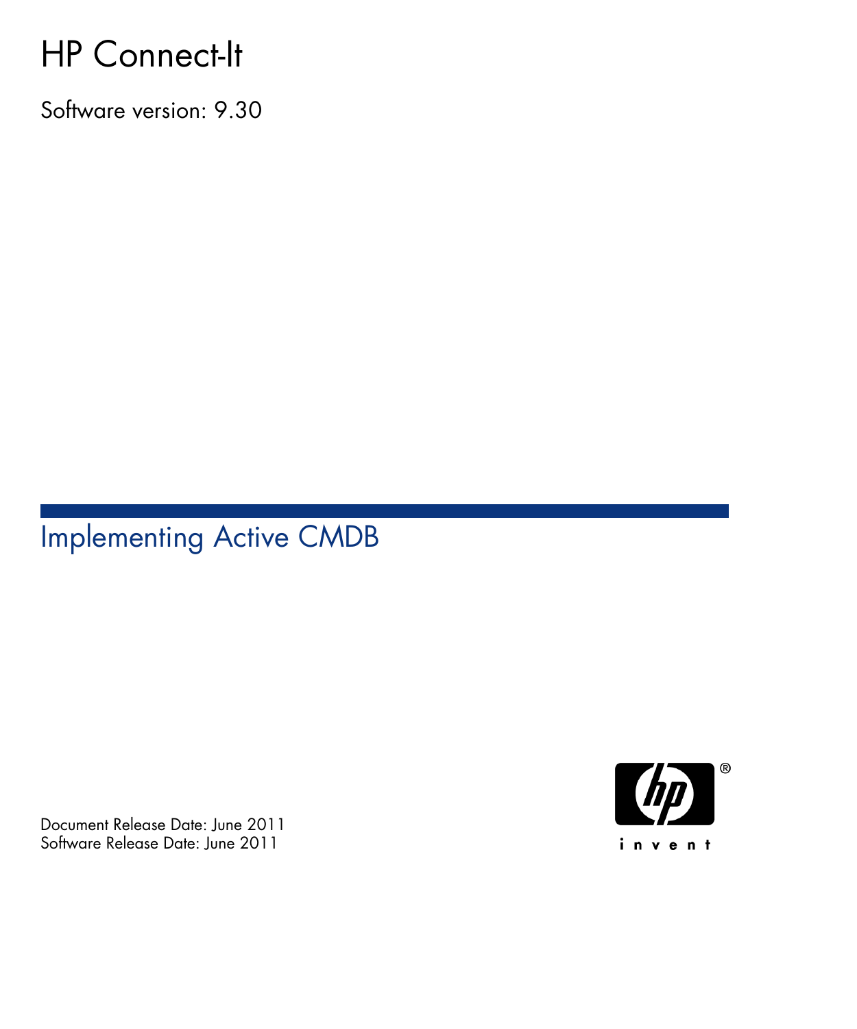# HP Connect-It

Software version: 9.30

## Implementing Active CMDB

Document Release Date: June 2011
Software Release Date: June 2011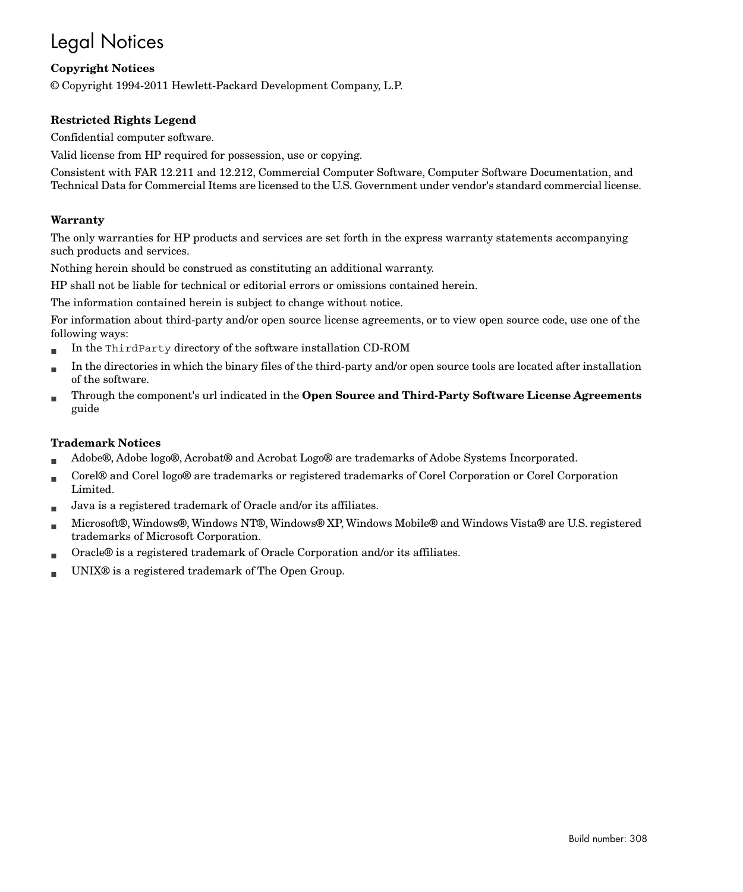# Legal Notices

**Copyright Notices**

© Copyright 1994-2011 Hewlett-Packard Development Company, L.P.

**Restricted Rights Legend**

Confidential computer software.

Valid license from HP required for possession, use or copying.

Consistent with FAR 12.211 and 12.212, Commercial Computer Software, Computer Software Documentation, and Technical Data for Commercial Items are licensed to the U.S. Government under vendor's standard commercial license.

**Warranty**

The only warranties for HP products and services are set forth in the express warranty statements accompanying such products and services.

Nothing herein should be construed as constituting an additional warranty.

HP shall not be liable for technical or editorial errors or omissions contained herein.

The information contained herein is subject to change without notice.

For information about third-party and/or open source license agreements, or to view open source code, use one of the following ways:

- In the `ThirdParty` directory of the software installation CD-ROM
- In the directories in which the binary files of the third-party and/or open source tools are located after installation of the software.
- Through the component's url indicated in the **Open Source and Third-Party Software License Agreements** guide

**Trademark Notices**

- Adobe®, Adobe logo®, Acrobat® and Acrobat Logo® are trademarks of Adobe Systems Incorporated.
- Corel® and Corel logo® are trademarks or registered trademarks of Corel Corporation or Corel Corporation Limited.
- Java is a registered trademark of Oracle and/or its affiliates.
- Microsoft®, Windows®, Windows NT®, Windows® XP, Windows Mobile® and Windows Vista® are U.S. registered trademarks of Microsoft Corporation.
- Oracle® is a registered trademark of Oracle Corporation and/or its affiliates.
- UNIX® is a registered trademark of The Open Group.

Build number: 308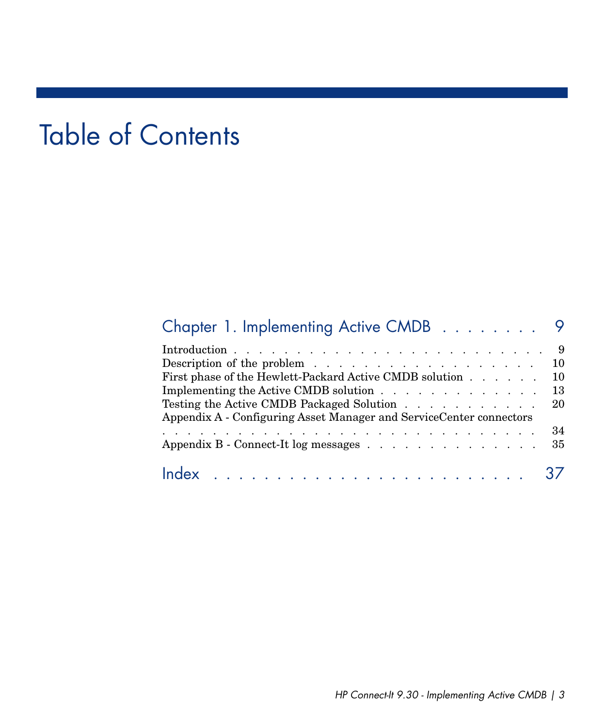# Table of Contents

## Chapter 1. Implementing Active CMDB . . . . . . . . 9

Introduction . . . . . . . . . . . . . . . . . . . . . . . . . . 9
Description of the problem . . . . . . . . . . . . . . . . . . . . . 10
First phase of the Hewlett-Packard Active CMDB solution . . . . . . 10
Implementing the Active CMDB solution . . . . . . . . . . . . . . 13
Testing the Active CMDB Packaged Solution . . . . . . . . . . . . 20
Appendix A - Configuring Asset Manager and ServiceCenter connectors . . . . . . . . . . . . . . . . . . . . . . . . . . . . . 34
Appendix B - Connect-It log messages . . . . . . . . . . . . . . . 35

## Index . . . . . . . . . . . . . . . . . . . . . . . . 37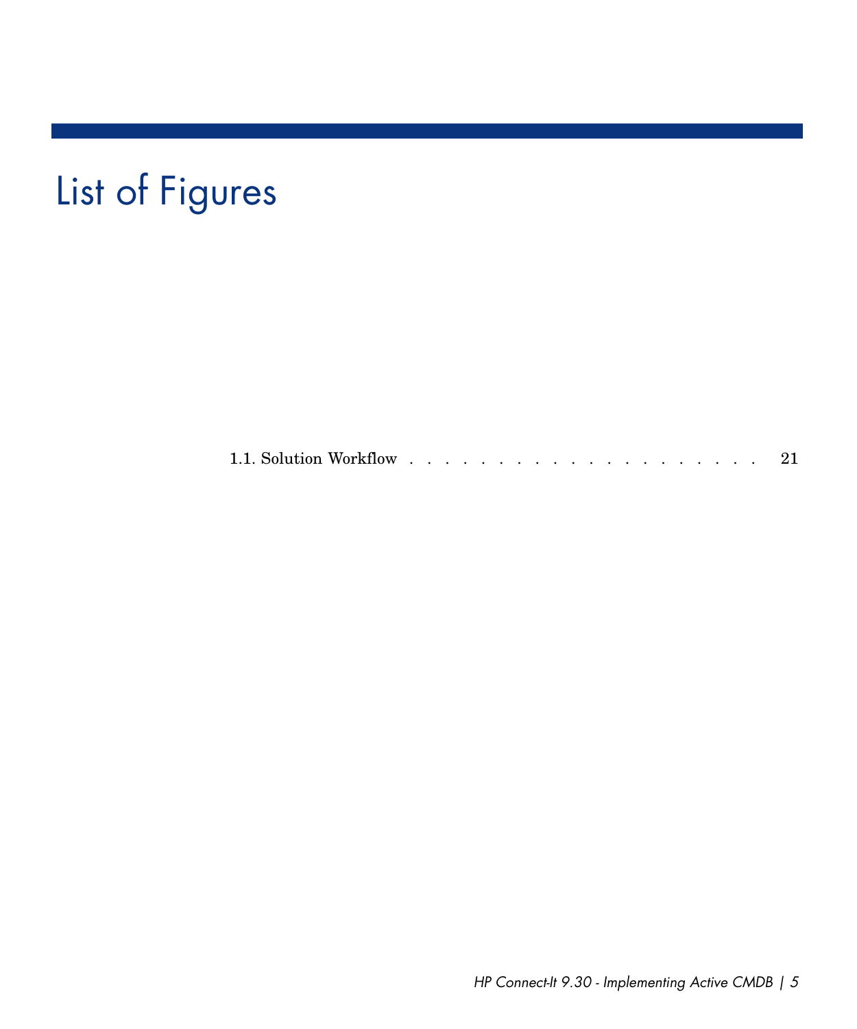# List of Figures

1.1. Solution Workflow . . . . . . . . . . . . . . . . . . . . . 21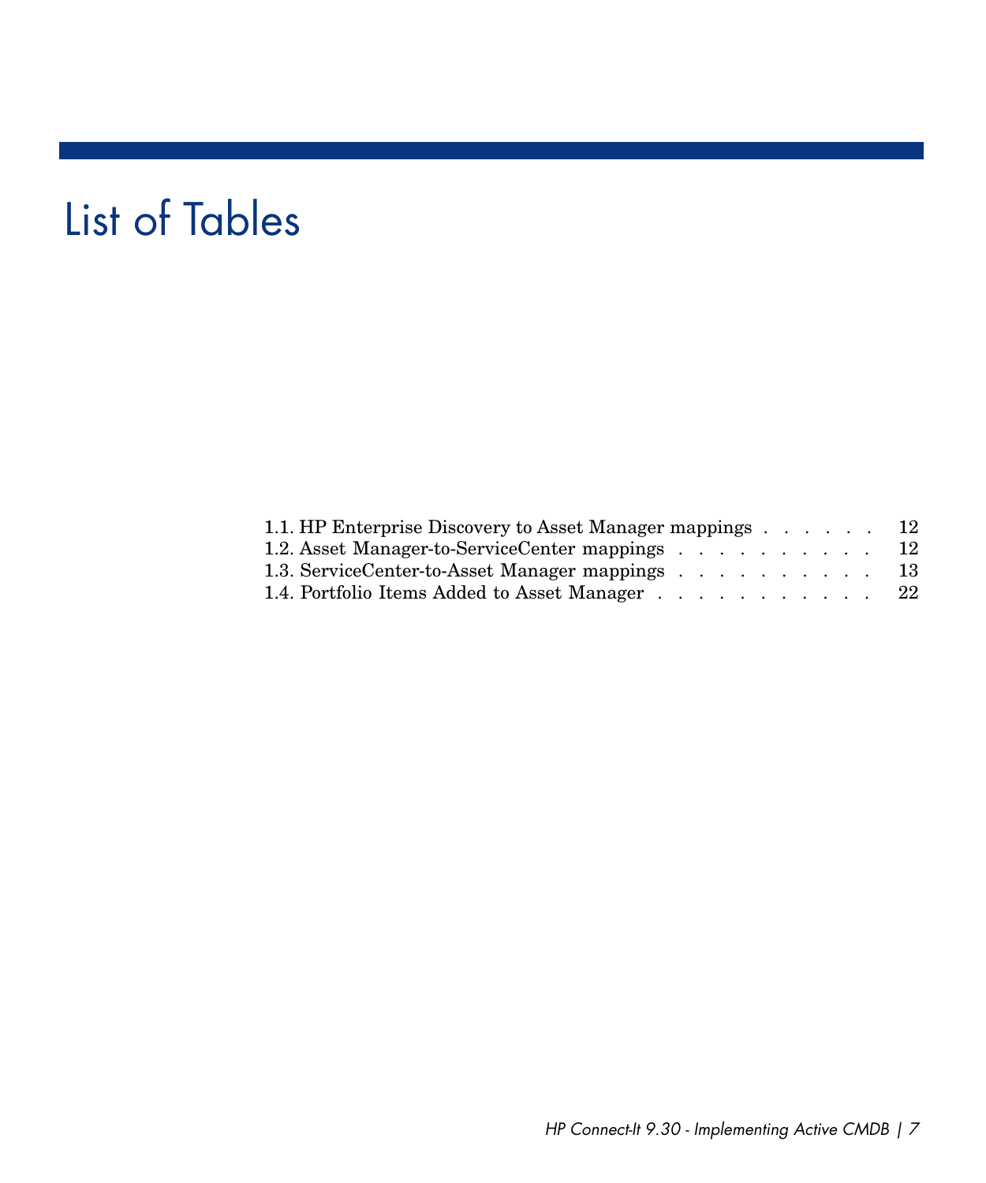# List of Tables

1.1. HP Enterprise Discovery to Asset Manager mappings . . . . . . 12
1.2. Asset Manager-to-ServiceCenter mappings . . . . . . . . . . . 12
1.3. ServiceCenter-to-Asset Manager mappings . . . . . . . . . . . 13
1.4. Portfolio Items Added to Asset Manager . . . . . . . . . . . . 22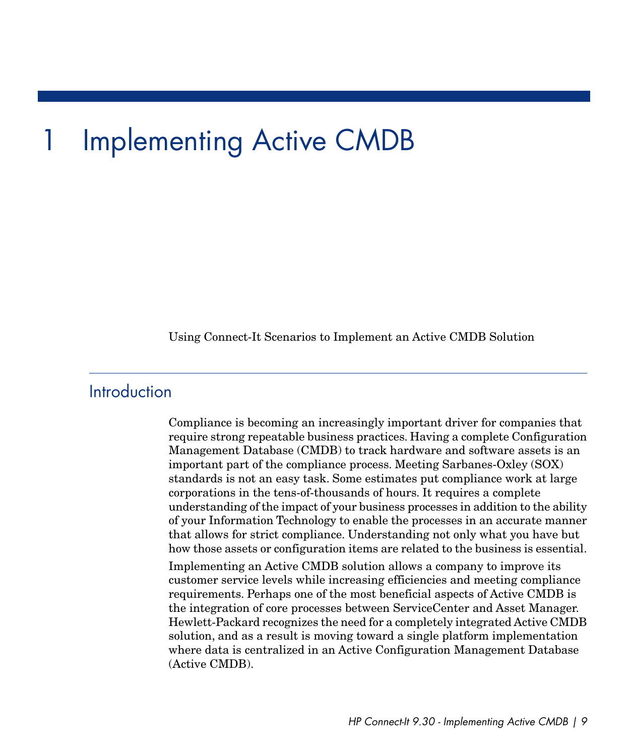# 1 Implementing Active CMDB

Using Connect-It Scenarios to Implement an Active CMDB Solution

## Introduction

Compliance is becoming an increasingly important driver for companies that require strong repeatable business practices. Having a complete Configuration Management Database (CMDB) to track hardware and software assets is an important part of the compliance process. Meeting Sarbanes-Oxley (SOX) standards is not an easy task. Some estimates put compliance work at large corporations in the tens-of-thousands of hours. It requires a complete understanding of the impact of your business processes in addition to the ability of your Information Technology to enable the processes in an accurate manner that allows for strict compliance. Understanding not only what you have but how those assets or configuration items are related to the business is essential.

Implementing an Active CMDB solution allows a company to improve its customer service levels while increasing efficiencies and meeting compliance requirements. Perhaps one of the most beneficial aspects of Active CMDB is the integration of core processes between ServiceCenter and Asset Manager. Hewlett-Packard recognizes the need for a completely integrated Active CMDB solution, and as a result is moving toward a single platform implementation where data is centralized in an Active Configuration Management Database (Active CMDB).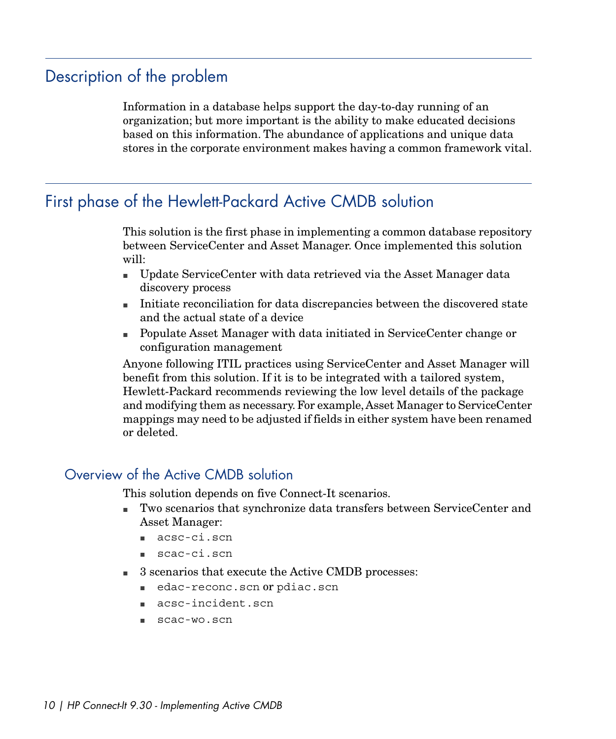## Description of the problem

Information in a database helps support the day-to-day running of an organization; but more important is the ability to make educated decisions based on this information. The abundance of applications and unique data stores in the corporate environment makes having a common framework vital.

## First phase of the Hewlett-Packard Active CMDB solution

This solution is the first phase in implementing a common database repository between ServiceCenter and Asset Manager. Once implemented this solution will:

- Update ServiceCenter with data retrieved via the Asset Manager data discovery process
- Initiate reconciliation for data discrepancies between the discovered state and the actual state of a device
- Populate Asset Manager with data initiated in ServiceCenter change or configuration management

Anyone following ITIL practices using ServiceCenter and Asset Manager will benefit from this solution. If it is to be integrated with a tailored system, Hewlett-Packard recommends reviewing the low level details of the package and modifying them as necessary. For example, Asset Manager to ServiceCenter mappings may need to be adjusted if fields in either system have been renamed or deleted.

### Overview of the Active CMDB solution

This solution depends on five Connect-It scenarios.

- Two scenarios that synchronize data transfers between ServiceCenter and Asset Manager:
  - `acsc-ci.scn`
  - `scac-ci.scn`
- 3 scenarios that execute the Active CMDB processes:
  - `edac-reconc.scn` or `pdiac.scn`
  - `acsc-incident.scn`
  - `scac-wo.scn`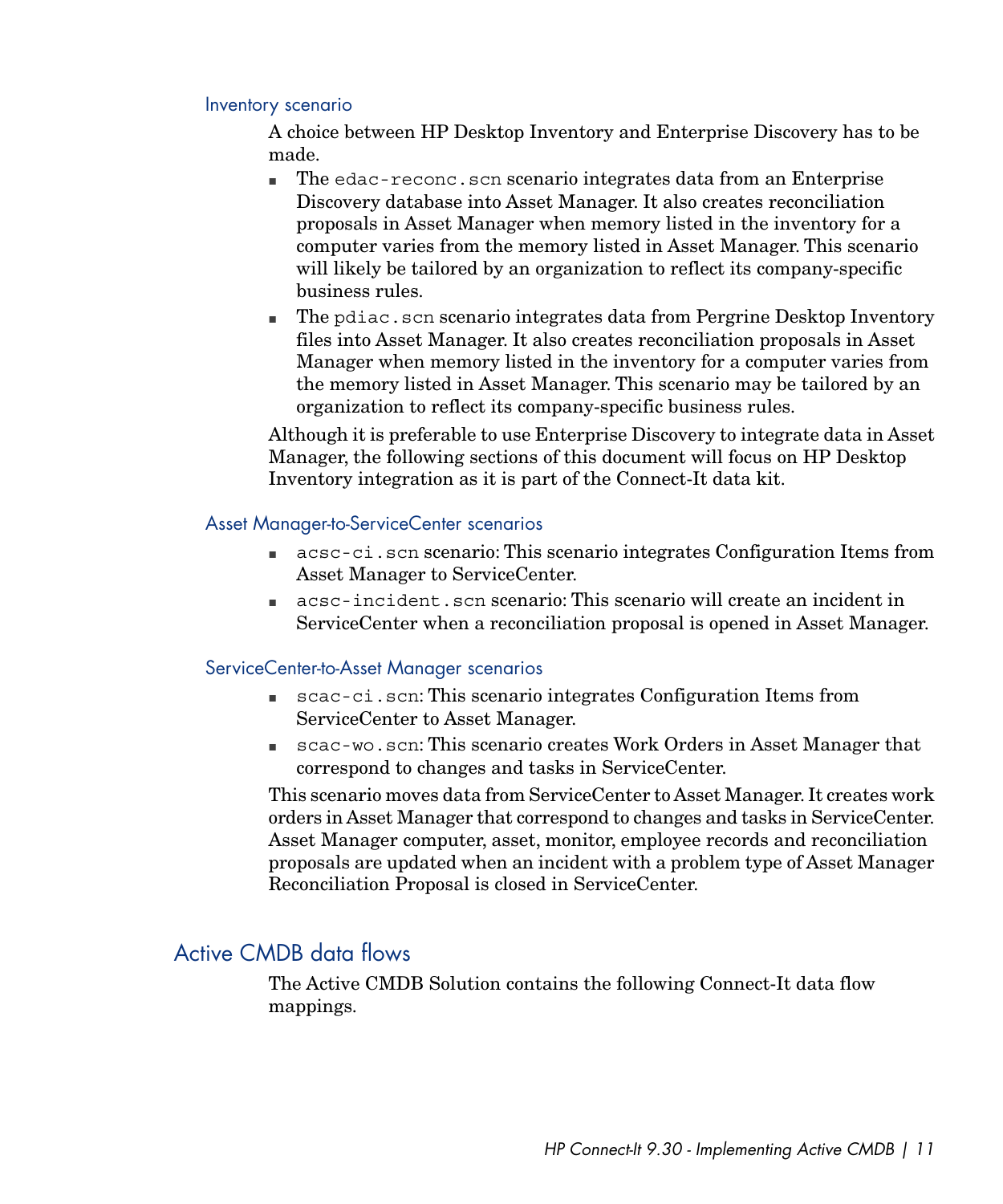### Inventory scenario

A choice between HP Desktop Inventory and Enterprise Discovery has to be made.

- The `edac-reconc.scn` scenario integrates data from an Enterprise Discovery database into Asset Manager. It also creates reconciliation proposals in Asset Manager when memory listed in the inventory for a computer varies from the memory listed in Asset Manager. This scenario will likely be tailored by an organization to reflect its company-specific business rules.
- The `pdiac.scn` scenario integrates data from Pergrine Desktop Inventory files into Asset Manager. It also creates reconciliation proposals in Asset Manager when memory listed in the inventory for a computer varies from the memory listed in Asset Manager. This scenario may be tailored by an organization to reflect its company-specific business rules.

Although it is preferable to use Enterprise Discovery to integrate data in Asset Manager, the following sections of this document will focus on HP Desktop Inventory integration as it is part of the Connect-It data kit.

### Asset Manager-to-ServiceCenter scenarios

- `acsc-ci.scn` scenario: This scenario integrates Configuration Items from Asset Manager to ServiceCenter.
- `acsc-incident.scn` scenario: This scenario will create an incident in ServiceCenter when a reconciliation proposal is opened in Asset Manager.

### ServiceCenter-to-Asset Manager scenarios

- `scac-ci.scn`: This scenario integrates Configuration Items from ServiceCenter to Asset Manager.
- `scac-wo.scn`: This scenario creates Work Orders in Asset Manager that correspond to changes and tasks in ServiceCenter.

This scenario moves data from ServiceCenter to Asset Manager. It creates work orders in Asset Manager that correspond to changes and tasks in ServiceCenter. Asset Manager computer, asset, monitor, employee records and reconciliation proposals are updated when an incident with a problem type of Asset Manager Reconciliation Proposal is closed in ServiceCenter.

## Active CMDB data flows

The Active CMDB Solution contains the following Connect-It data flow mappings.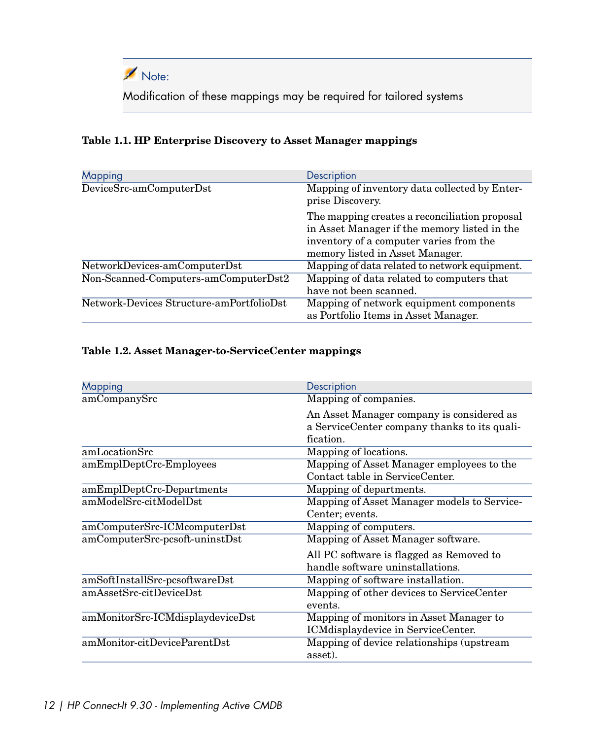> **Note:**
>
> Modification of these mappings may be required for tailored systems

**Table 1.1. HP Enterprise Discovery to Asset Manager mappings**

| Mapping | Description |
| --- | --- |
| DeviceSrc-amComputerDst | Mapping of inventory data collected by Enterprise Discovery.<br><br>The mapping creates a reconciliation proposal in Asset Manager if the memory listed in the inventory of a computer varies from the memory listed in Asset Manager. |
| NetworkDevices-amComputerDst | Mapping of data related to network equipment. |
| Non-Scanned-Computers-amComputerDst2 | Mapping of data related to computers that have not been scanned. |
| Network-Devices Structure-amPortfolioDst | Mapping of network equipment components as Portfolio Items in Asset Manager. |

**Table 1.2. Asset Manager-to-ServiceCenter mappings**

| Mapping | Description |
| --- | --- |
| amCompanySrc | Mapping of companies.<br><br>An Asset Manager company is considered as a ServiceCenter company thanks to its qualification. |
| amLocationSrc | Mapping of locations. |
| amEmplDeptCrc-Employees | Mapping of Asset Manager employees to the Contact table in ServiceCenter. |
| amEmplDeptCrc-Departments | Mapping of departments. |
| amModelSrc-citModelDst | Mapping of Asset Manager models to ServiceCenter; events. |
| amComputerSrc-ICMcomputerDst | Mapping of computers. |
| amComputerSrc-pcsoft-uninstDst | Mapping of Asset Manager software.<br><br>All PC software is flagged as Removed to handle software uninstallations. |
| amSoftInstallSrc-pcsoftwareDst | Mapping of software installation. |
| amAssetSrc-citDeviceDst | Mapping of other devices to ServiceCenter events. |
| amMonitorSrc-ICMdisplaydeviceDst | Mapping of monitors in Asset Manager to ICMdisplaydevice in ServiceCenter. |
| amMonitor-citDeviceParentDst | Mapping of device relationships (upstream asset). |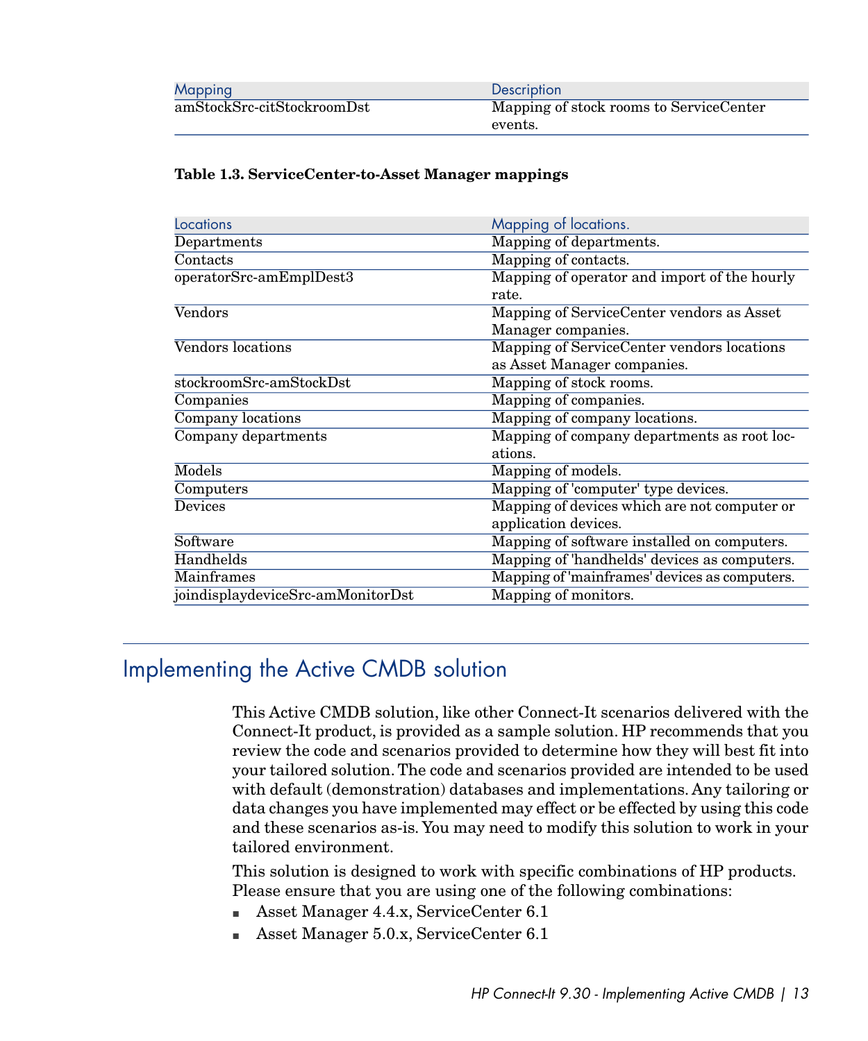| Mapping | Description |
| --- | --- |
| amStockSrc-citStockroomDst | Mapping of stock rooms to ServiceCenter events. |

**Table 1.3. ServiceCenter-to-Asset Manager mappings**

| Locations | Mapping of locations. |
| --- | --- |
| Departments | Mapping of departments. |
| Contacts | Mapping of contacts. |
| operatorSrc-amEmplDest3 | Mapping of operator and import of the hourly rate. |
| Vendors | Mapping of ServiceCenter vendors as Asset Manager companies. |
| Vendors locations | Mapping of ServiceCenter vendors locations as Asset Manager companies. |
| stockroomSrc-amStockDst | Mapping of stock rooms. |
| Companies | Mapping of companies. |
| Company locations | Mapping of company locations. |
| Company departments | Mapping of company departments as root locations. |
| Models | Mapping of models. |
| Computers | Mapping of 'computer' type devices. |
| Devices | Mapping of devices which are not computer or application devices. |
| Software | Mapping of software installed on computers. |
| Handhelds | Mapping of 'handhelds' devices as computers. |
| Mainframes | Mapping of 'mainframes' devices as computers. |
| joindisplaydeviceSrc-amMonitorDst | Mapping of monitors. |

## Implementing the Active CMDB solution

This Active CMDB solution, like other Connect-It scenarios delivered with the Connect-It product, is provided as a sample solution. HP recommends that you review the code and scenarios provided to determine how they will best fit into your tailored solution. The code and scenarios provided are intended to be used with default (demonstration) databases and implementations. Any tailoring or data changes you have implemented may effect or be effected by using this code and these scenarios as-is. You may need to modify this solution to work in your tailored environment.

This solution is designed to work with specific combinations of HP products. Please ensure that you are using one of the following combinations:

- Asset Manager 4.4.x, ServiceCenter 6.1
- Asset Manager 5.0.x, ServiceCenter 6.1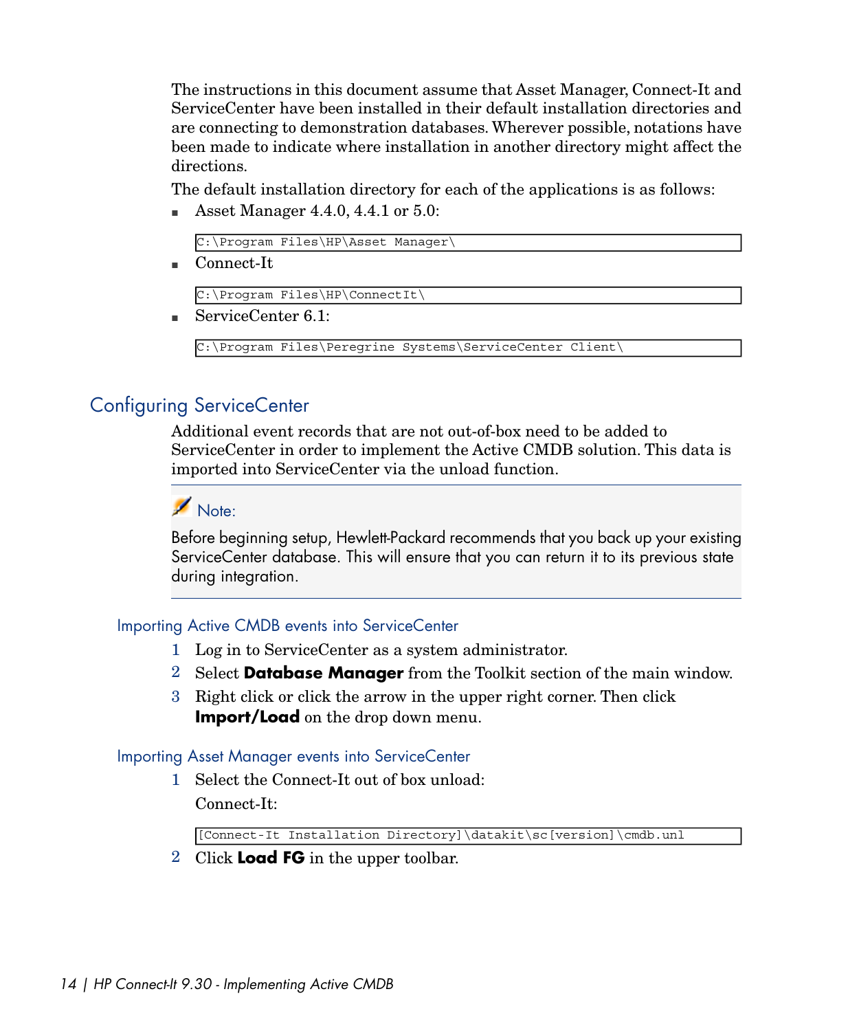The instructions in this document assume that Asset Manager, Connect-It and ServiceCenter have been installed in their default installation directories and are connecting to demonstration databases. Wherever possible, notations have been made to indicate where installation in another directory might affect the directions.

The default installation directory for each of the applications is as follows:

- Asset Manager 4.4.0, 4.4.1 or 5.0:

```
C:\Program Files\HP\Asset Manager\
```

- Connect-It

```
C:\Program Files\HP\ConnectIt\
```

- ServiceCenter 6.1:

```
C:\Program Files\Peregrine Systems\ServiceCenter Client\
```

## Configuring ServiceCenter

Additional event records that are not out-of-box need to be added to ServiceCenter in order to implement the Active CMDB solution. This data is imported into ServiceCenter via the unload function.

> **Note:**
>
> Before beginning setup, Hewlett-Packard recommends that you back up your existing ServiceCenter database. This will ensure that you can return it to its previous state during integration.

### Importing Active CMDB events into ServiceCenter

1. Log in to ServiceCenter as a system administrator.
2. Select **Database Manager** from the Toolkit section of the main window.
3. Right click or click the arrow in the upper right corner. Then click **Import/Load** on the drop down menu.

### Importing Asset Manager events into ServiceCenter

1. Select the Connect-It out of box unload:

   Connect-It:

   ```
   [Connect-It Installation Directory]\datakit\sc[version]\cmdb.unl
   ```

2. Click **Load FG** in the upper toolbar.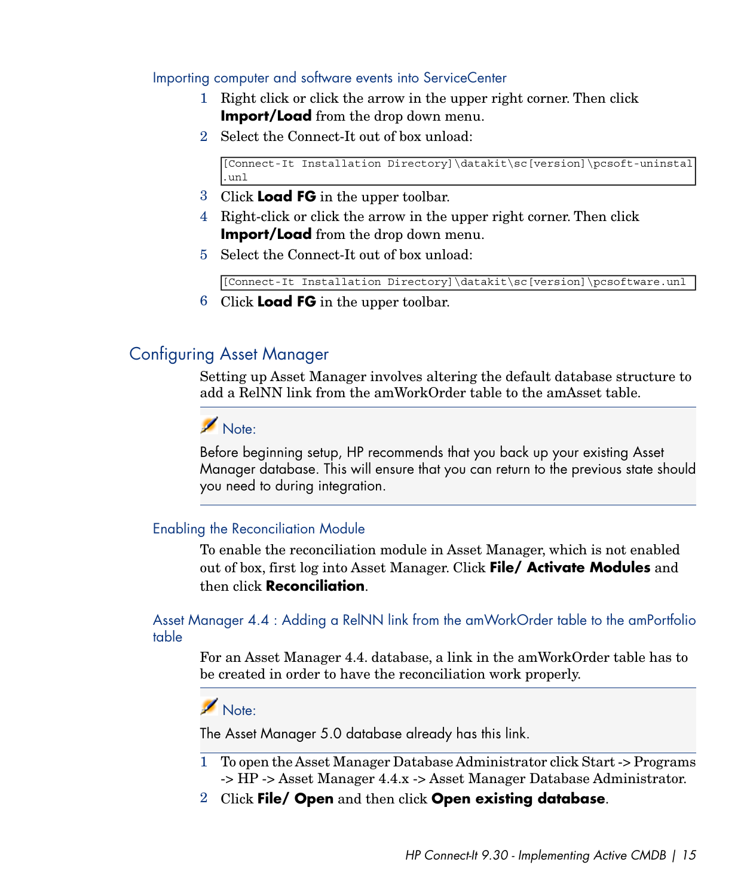### Importing computer and software events into ServiceCenter

1. Right click or click the arrow in the upper right corner. Then click **Import/Load** from the drop down menu.
2. Select the Connect-It out of box unload:

```
[Connect-It Installation Directory]\datakit\sc[version]\pcsoft-uninstal
.unl
```

3. Click **Load FG** in the upper toolbar.
4. Right-click or click the arrow in the upper right corner. Then click **Import/Load** from the drop down menu.
5. Select the Connect-It out of box unload:

```
[Connect-It Installation Directory]\datakit\sc[version]\pcsoftware.unl
```

6. Click **Load FG** in the upper toolbar.

## Configuring Asset Manager

Setting up Asset Manager involves altering the default database structure to add a RelNN link from the amWorkOrder table to the amAsset table.

> Note:
>
> Before beginning setup, HP recommends that you back up your existing Asset Manager database. This will ensure that you can return to the previous state should you need to during integration.

### Enabling the Reconciliation Module

To enable the reconciliation module in Asset Manager, which is not enabled out of box, first log into Asset Manager. Click **File/ Activate Modules** and then click **Reconciliation**.

### Asset Manager 4.4 : Adding a RelNN link from the amWorkOrder table to the amPortfolio table

For an Asset Manager 4.4. database, a link in the amWorkOrder table has to be created in order to have the reconciliation work properly.

> Note:
>
> The Asset Manager 5.0 database already has this link.

1. To open the Asset Manager Database Administrator click Start -> Programs -> HP -> Asset Manager 4.4.x -> Asset Manager Database Administrator.
2. Click **File/ Open** and then click **Open existing database**.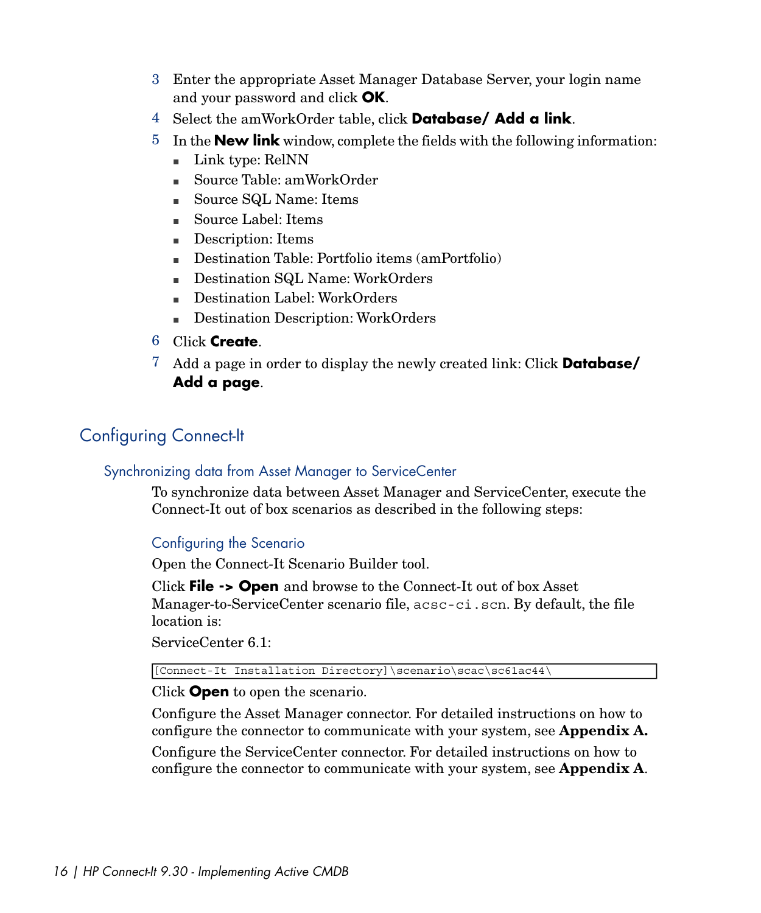3. Enter the appropriate Asset Manager Database Server, your login name and your password and click **OK**.
4. Select the amWorkOrder table, click **Database/ Add a link**.
5. In the **New link** window, complete the fields with the following information:
   - Link type: RelNN
   - Source Table: amWorkOrder
   - Source SQL Name: Items
   - Source Label: Items
   - Description: Items
   - Destination Table: Portfolio items (amPortfolio)
   - Destination SQL Name: WorkOrders
   - Destination Label: WorkOrders
   - Destination Description: WorkOrders
6. Click **Create**.
7. Add a page in order to display the newly created link: Click **Database/ Add a page**.

## Configuring Connect-It

### Synchronizing data from Asset Manager to ServiceCenter

To synchronize data between Asset Manager and ServiceCenter, execute the Connect-It out of box scenarios as described in the following steps:

#### Configuring the Scenario

Open the Connect-It Scenario Builder tool.

Click **File -> Open** and browse to the Connect-It out of box Asset Manager-to-ServiceCenter scenario file, `acsc-ci.scn`. By default, the file location is:

ServiceCenter 6.1:

```
[Connect-It Installation Directory]\scenario\scac\sc61ac44\
```

Click **Open** to open the scenario.

Configure the Asset Manager connector. For detailed instructions on how to configure the connector to communicate with your system, see **Appendix A.**

Configure the ServiceCenter connector. For detailed instructions on how to configure the connector to communicate with your system, see **Appendix A**.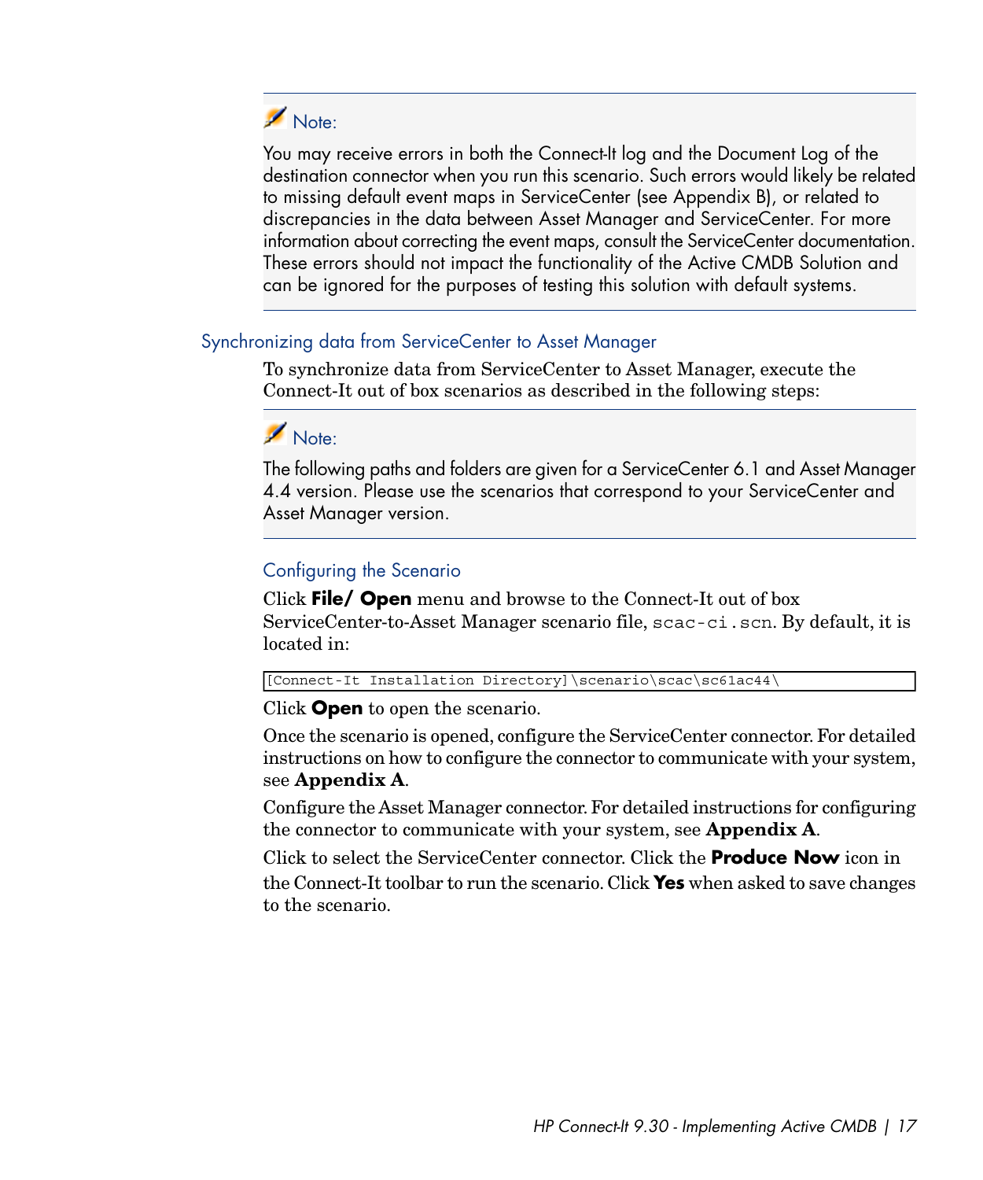> **Note:**
>
> You may receive errors in both the Connect-It log and the Document Log of the destination connector when you run this scenario. Such errors would likely be related to missing default event maps in ServiceCenter (see Appendix B), or related to discrepancies in the data between Asset Manager and ServiceCenter. For more information about correcting the event maps, consult the ServiceCenter documentation. These errors should not impact the functionality of the Active CMDB Solution and can be ignored for the purposes of testing this solution with default systems.

## Synchronizing data from ServiceCenter to Asset Manager

To synchronize data from ServiceCenter to Asset Manager, execute the Connect-It out of box scenarios as described in the following steps:

> **Note:**
>
> The following paths and folders are given for a ServiceCenter 6.1 and Asset Manager 4.4 version. Please use the scenarios that correspond to your ServiceCenter and Asset Manager version.

### Configuring the Scenario

Click **File/ Open** menu and browse to the Connect-It out of box ServiceCenter-to-Asset Manager scenario file, `scac-ci.scn`. By default, it is located in:

```
[Connect-It Installation Directory]\scenario\scac\sc61ac44\
```

Click **Open** to open the scenario.

Once the scenario is opened, configure the ServiceCenter connector. For detailed instructions on how to configure the connector to communicate with your system, see **Appendix A**.

Configure the Asset Manager connector. For detailed instructions for configuring the connector to communicate with your system, see **Appendix A**.

Click to select the ServiceCenter connector. Click the **Produce Now** icon in the Connect-It toolbar to run the scenario. Click **Yes** when asked to save changes to the scenario.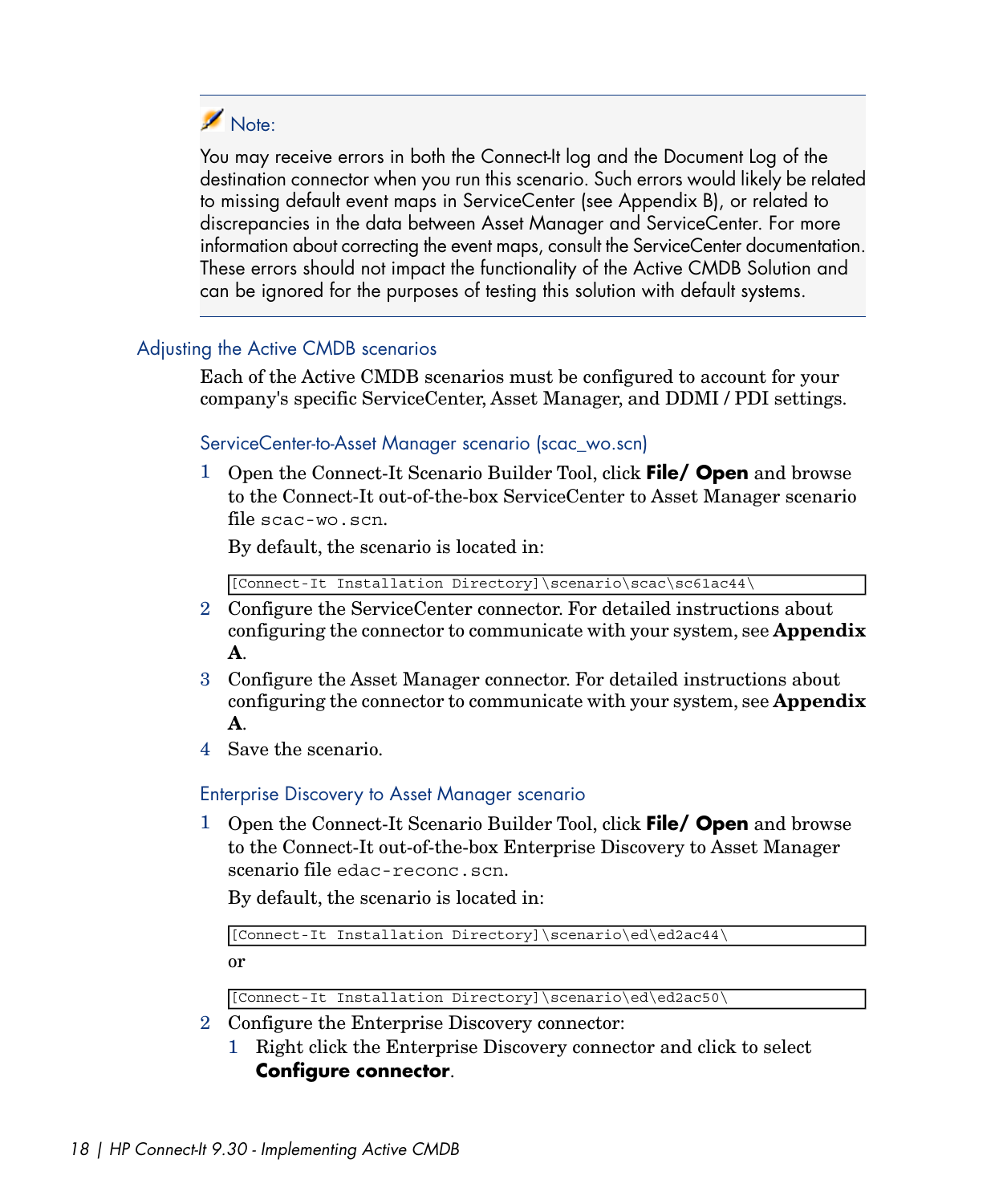> **Note:**
>
> You may receive errors in both the Connect-It log and the Document Log of the destination connector when you run this scenario. Such errors would likely be related to missing default event maps in ServiceCenter (see Appendix B), or related to discrepancies in the data between Asset Manager and ServiceCenter. For more information about correcting the event maps, consult the ServiceCenter documentation. These errors should not impact the functionality of the Active CMDB Solution and can be ignored for the purposes of testing this solution with default systems.

## Adjusting the Active CMDB scenarios

Each of the Active CMDB scenarios must be configured to account for your company's specific ServiceCenter, Asset Manager, and DDMI / PDI settings.

### ServiceCenter-to-Asset Manager scenario (scac_wo.scn)

1. Open the Connect-It Scenario Builder Tool, click **File/ Open** and browse to the Connect-It out-of-the-box ServiceCenter to Asset Manager scenario file `scac-wo.scn`.

   By default, the scenario is located in:

   ```
   [Connect-It Installation Directory]\scenario\scac\sc61ac44\
   ```

2. Configure the ServiceCenter connector. For detailed instructions about configuring the connector to communicate with your system, see **Appendix A**.
3. Configure the Asset Manager connector. For detailed instructions about configuring the connector to communicate with your system, see **Appendix A**.
4. Save the scenario.

### Enterprise Discovery to Asset Manager scenario

1. Open the Connect-It Scenario Builder Tool, click **File/ Open** and browse to the Connect-It out-of-the-box Enterprise Discovery to Asset Manager scenario file `edac-reconc.scn`.

   By default, the scenario is located in:

   ```
   [Connect-It Installation Directory]\scenario\ed\ed2ac44\
   ```

   or

   ```
   [Connect-It Installation Directory]\scenario\ed\ed2ac50\
   ```

2. Configure the Enterprise Discovery connector:
   1. Right click the Enterprise Discovery connector and click to select **Configure connector**.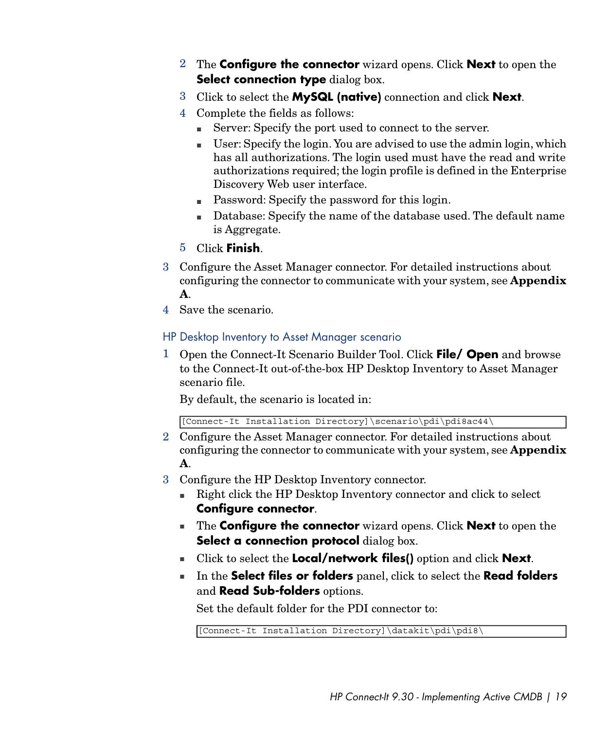2. The **Configure the connector** wizard opens. Click **Next** to open the **Select connection type** dialog box.
3. Click to select the **MySQL (native)** connection and click **Next**.
4. Complete the fields as follows:
   - Server: Specify the port used to connect to the server.
   - User: Specify the login. You are advised to use the admin login, which has all authorizations. The login used must have the read and write authorizations required; the login profile is defined in the Enterprise Discovery Web user interface.
   - Password: Specify the password for this login.
   - Database: Specify the name of the database used. The default name is Aggregate.
5. Click **Finish**.

3. Configure the Asset Manager connector. For detailed instructions about configuring the connector to communicate with your system, see **Appendix A**.
4. Save the scenario.

### HP Desktop Inventory to Asset Manager scenario

1. Open the Connect-It Scenario Builder Tool. Click **File/ Open** and browse to the Connect-It out-of-the-box HP Desktop Inventory to Asset Manager scenario file.

   By default, the scenario is located in:

   ```
   [Connect-It Installation Directory]\scenario\pdi\pdi8ac44\
   ```

2. Configure the Asset Manager connector. For detailed instructions about configuring the connector to communicate with your system, see **Appendix A**.
3. Configure the HP Desktop Inventory connector.
   - Right click the HP Desktop Inventory connector and click to select **Configure connector**.
   - The **Configure the connector** wizard opens. Click **Next** to open the **Select a connection protocol** dialog box.
   - Click to select the **Local/network files()** option and click **Next**.
   - In the **Select files or folders** panel, click to select the **Read folders** and **Read Sub-folders** options.

     Set the default folder for the PDI connector to:

     ```
     [Connect-It Installation Directory]\datakit\pdi\pdi8\
     ```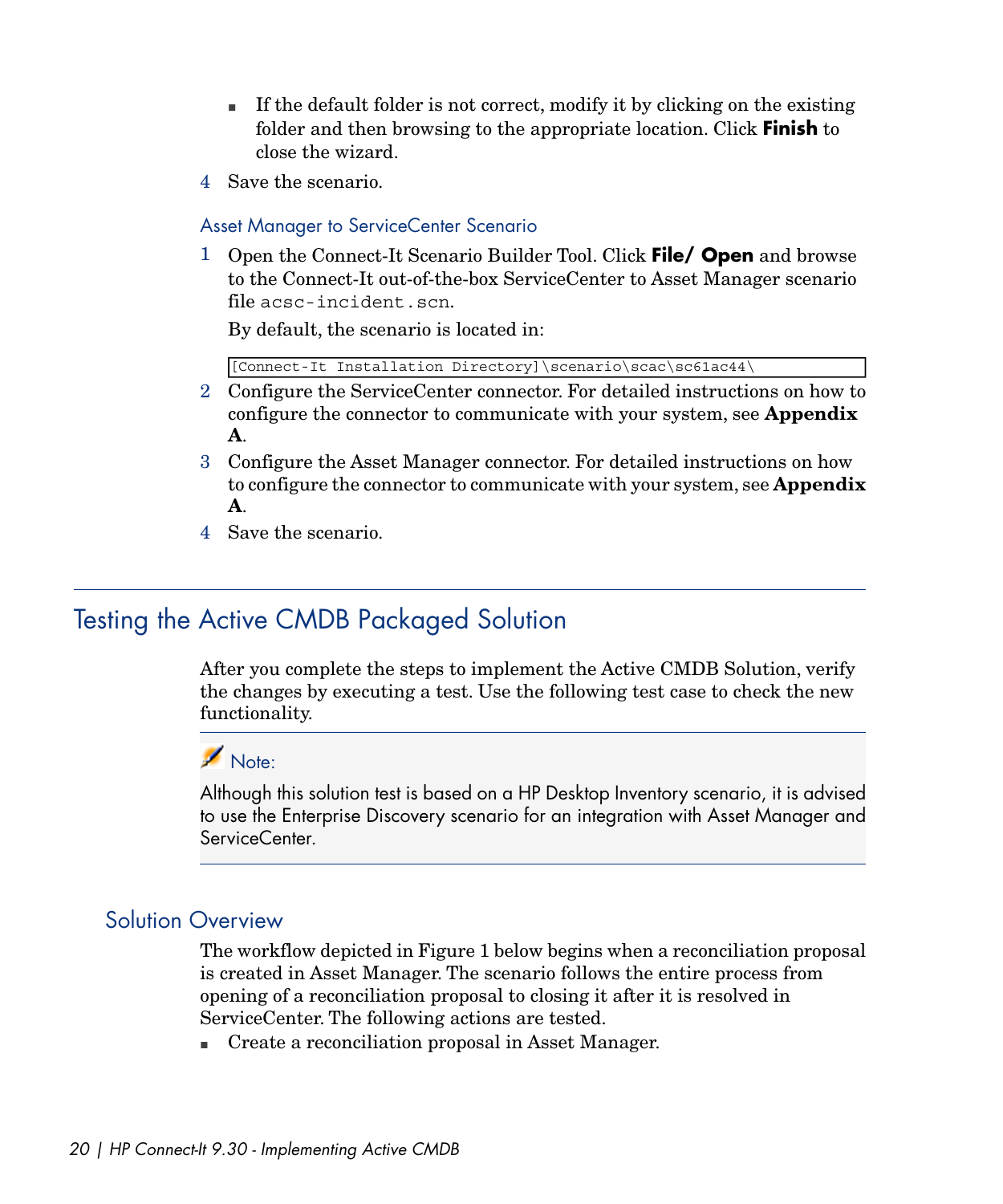- If the default folder is not correct, modify it by clicking on the existing folder and then browsing to the appropriate location. Click **Finish** to close the wizard.

4 Save the scenario.

### Asset Manager to ServiceCenter Scenario

1 Open the Connect-It Scenario Builder Tool. Click **File/ Open** and browse to the Connect-It out-of-the-box ServiceCenter to Asset Manager scenario file `acsc-incident.scn`.

By default, the scenario is located in:

```
[Connect-It Installation Directory]\scenario\scac\sc61ac44\
```

2 Configure the ServiceCenter connector. For detailed instructions on how to configure the connector to communicate with your system, see **Appendix A**.

3 Configure the Asset Manager connector. For detailed instructions on how to configure the connector to communicate with your system, see **Appendix A**.

4 Save the scenario.

## Testing the Active CMDB Packaged Solution

After you complete the steps to implement the Active CMDB Solution, verify the changes by executing a test. Use the following test case to check the new functionality.

> Note:
>
> Although this solution test is based on a HP Desktop Inventory scenario, it is advised to use the Enterprise Discovery scenario for an integration with Asset Manager and ServiceCenter.

### Solution Overview

The workflow depicted in Figure 1 below begins when a reconciliation proposal is created in Asset Manager. The scenario follows the entire process from opening of a reconciliation proposal to closing it after it is resolved in ServiceCenter. The following actions are tested.

- Create a reconciliation proposal in Asset Manager.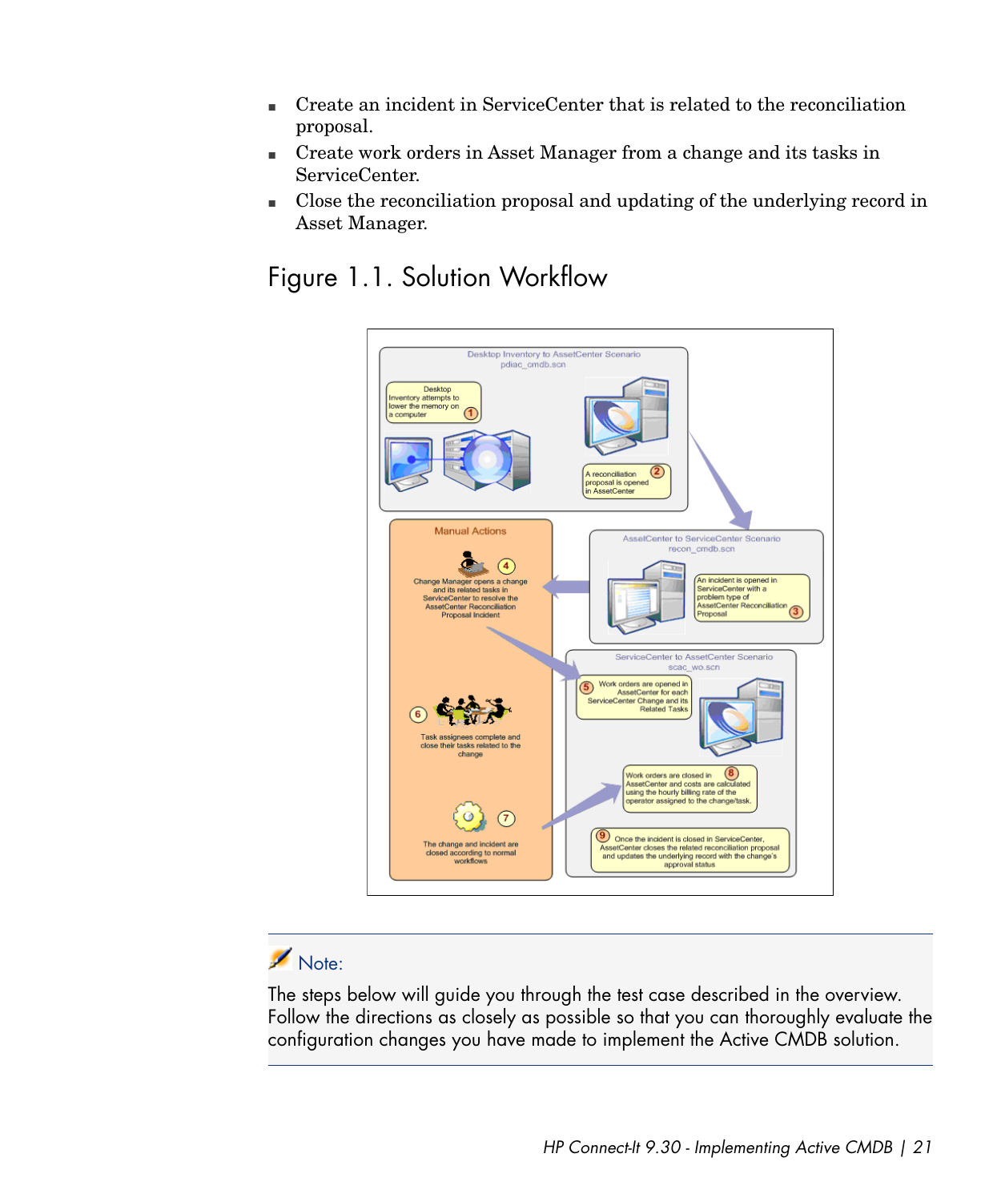- Create an incident in ServiceCenter that is related to the reconciliation proposal.
- Create work orders in Asset Manager from a change and its tasks in ServiceCenter.
- Close the reconciliation proposal and updating of the underlying record in Asset Manager.

## Figure 1.1. Solution Workflow

> **Note:**
>
> The steps below will guide you through the test case described in the overview. Follow the directions as closely as possible so that you can thoroughly evaluate the configuration changes you have made to implement the Active CMDB solution.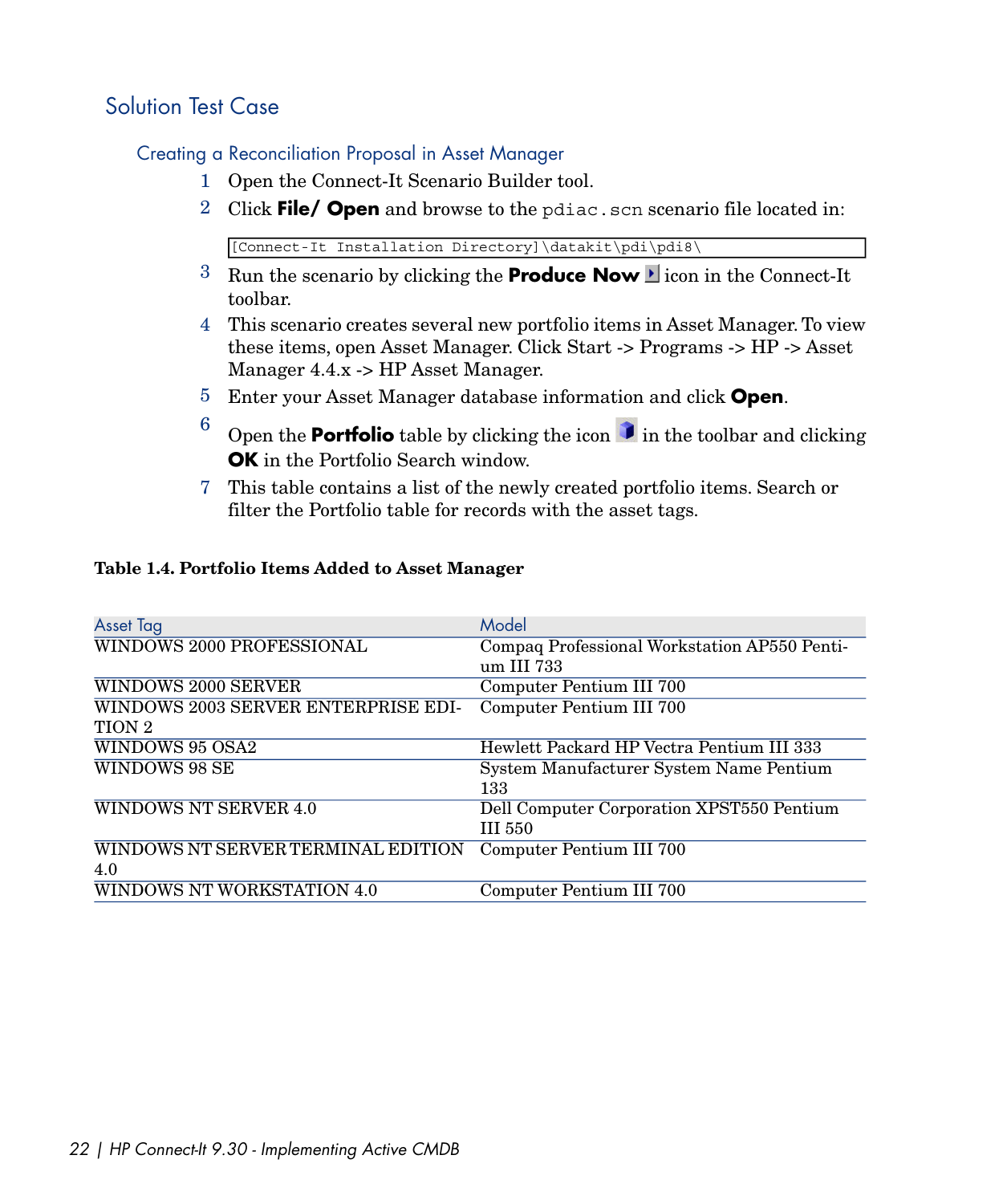## Solution Test Case

### Creating a Reconciliation Proposal in Asset Manager

1. Open the Connect-It Scenario Builder tool.
2. Click **File/ Open** and browse to the `pdiac.scn` scenario file located in:

```
[Connect-It Installation Directory]\datakit\pdi\pdi8\
```

3. Run the scenario by clicking the **Produce Now** icon in the Connect-It toolbar.
4. This scenario creates several new portfolio items in Asset Manager. To view these items, open Asset Manager. Click Start -> Programs -> HP -> Asset Manager 4.4.x -> HP Asset Manager.
5. Enter your Asset Manager database information and click **Open**.
6. Open the **Portfolio** table by clicking the icon in the toolbar and clicking **OK** in the Portfolio Search window.
7. This table contains a list of the newly created portfolio items. Search or filter the Portfolio table for records with the asset tags.

**Table 1.4. Portfolio Items Added to Asset Manager**

| Asset Tag | Model |
| --- | --- |
| WINDOWS 2000 PROFESSIONAL | Compaq Professional Workstation AP550 Pentium III 733 |
| WINDOWS 2000 SERVER | Computer Pentium III 700 |
| WINDOWS 2003 SERVER ENTERPRISE EDITION 2 | Computer Pentium III 700 |
| WINDOWS 95 OSA2 | Hewlett Packard HP Vectra Pentium III 333 |
| WINDOWS 98 SE | System Manufacturer System Name Pentium 133 |
| WINDOWS NT SERVER 4.0 | Dell Computer Corporation XPST550 Pentium III 550 |
| WINDOWS NT SERVER TERMINAL EDITION 4.0 | Computer Pentium III 700 |
| WINDOWS NT WORKSTATION 4.0 | Computer Pentium III 700 |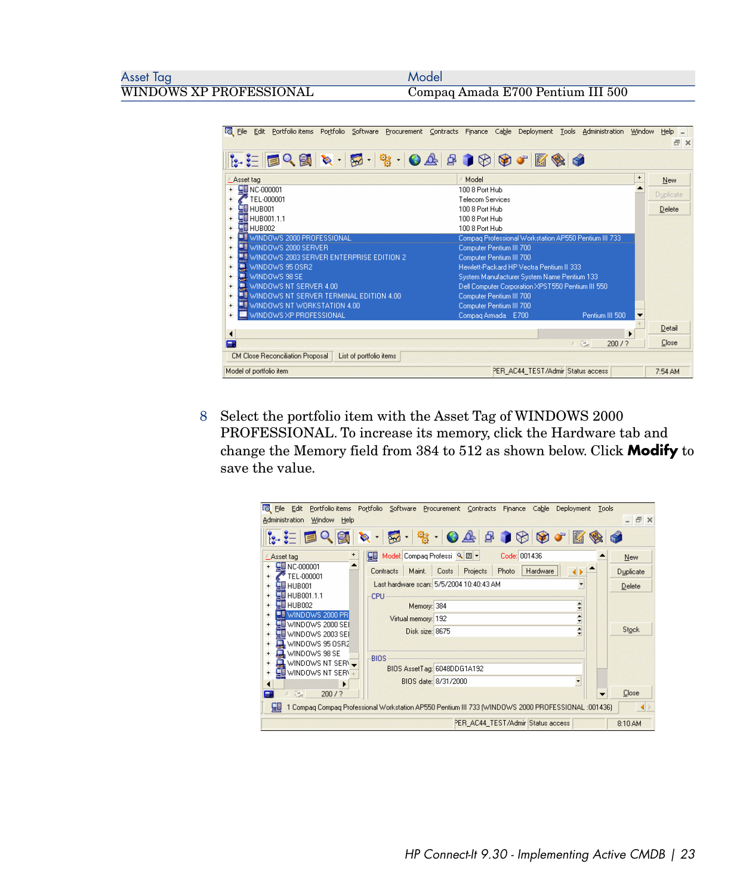| Asset Tag | Model |
| --- | --- |
| WINDOWS XP PROFESSIONAL | Compaq Amada E700 Pentium III 500 |

8 Select the portfolio item with the Asset Tag of WINDOWS 2000 PROFESSIONAL. To increase its memory, click the Hardware tab and change the Memory field from 384 to 512 as shown below. Click **Modify** to save the value.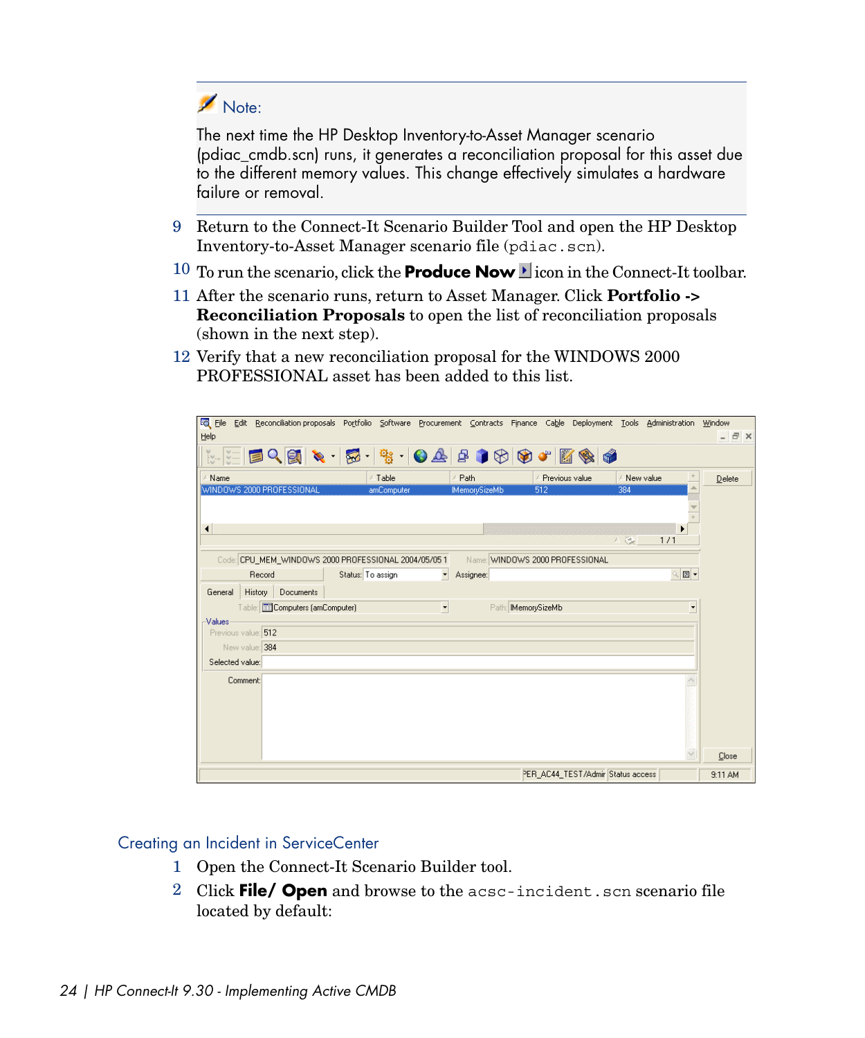> **Note:**
>
> The next time the HP Desktop Inventory-to-Asset Manager scenario (pdiac_cmdb.scn) runs, it generates a reconciliation proposal for this asset due to the different memory values. This change effectively simulates a hardware failure or removal.

9. Return to the Connect-It Scenario Builder Tool and open the HP Desktop Inventory-to-Asset Manager scenario file (`pdiac.scn`).
10. To run the scenario, click the **Produce Now** icon in the Connect-It toolbar.
11. After the scenario runs, return to Asset Manager. Click **Portfolio -> Reconciliation Proposals** to open the list of reconciliation proposals (shown in the next step).
12. Verify that a new reconciliation proposal for the WINDOWS 2000 PROFESSIONAL asset has been added to this list.

### Creating an Incident in ServiceCenter

1. Open the Connect-It Scenario Builder tool.
2. Click **File/ Open** and browse to the `acsc-incident.scn` scenario file located by default: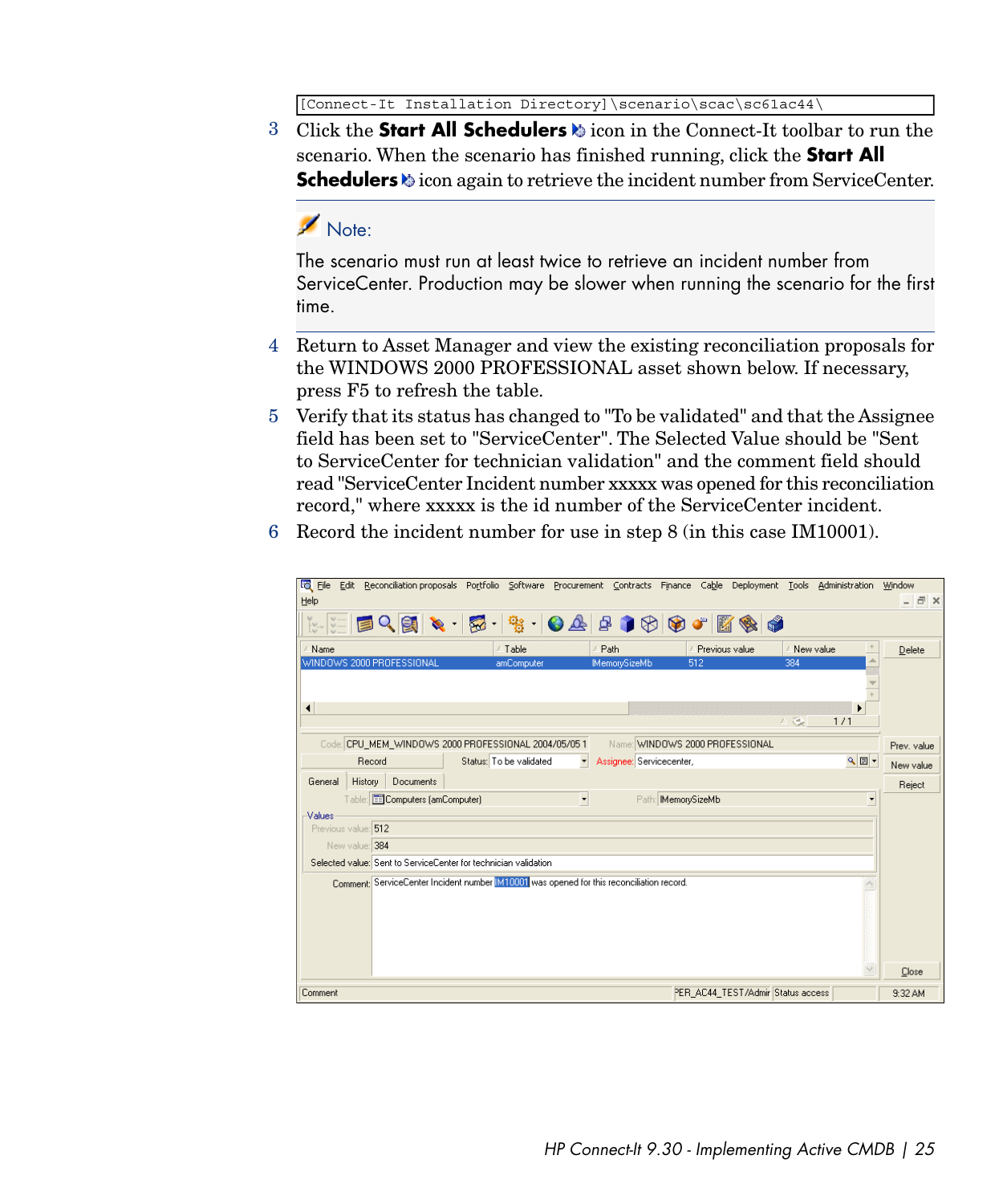```
[Connect-It Installation Directory]\scenario\scac\sc61ac44\
```

3. Click the **Start All Schedulers** icon in the Connect-It toolbar to run the scenario. When the scenario has finished running, click the **Start All Schedulers** icon again to retrieve the incident number from ServiceCenter.

> Note:
>
> The scenario must run at least twice to retrieve an incident number from ServiceCenter. Production may be slower when running the scenario for the first time.

4. Return to Asset Manager and view the existing reconciliation proposals for the WINDOWS 2000 PROFESSIONAL asset shown below. If necessary, press F5 to refresh the table.
5. Verify that its status has changed to "To be validated" and that the Assignee field has been set to "ServiceCenter". The Selected Value should be "Sent to ServiceCenter for technician validation" and the comment field should read "ServiceCenter Incident number xxxxx was opened for this reconciliation record," where xxxxx is the id number of the ServiceCenter incident.
6. Record the incident number for use in step 8 (in this case IM10001).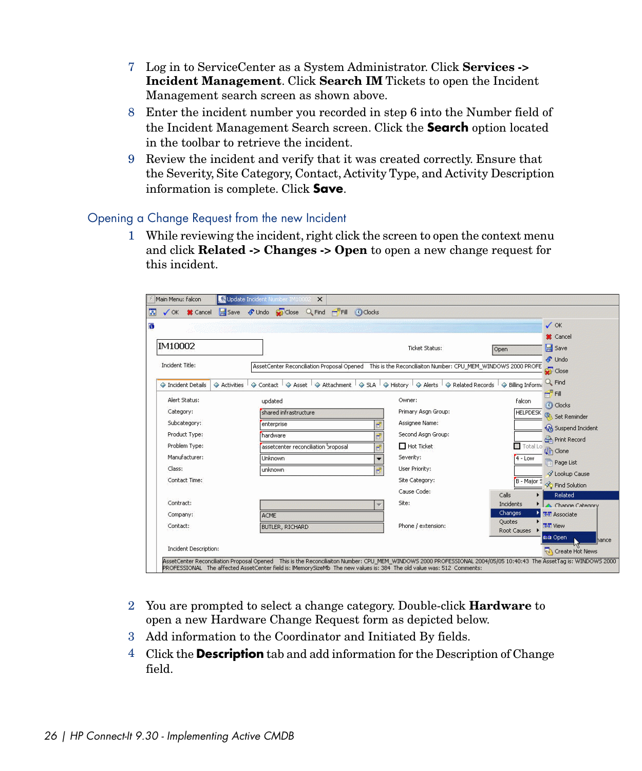7 Log in to ServiceCenter as a System Administrator. Click **Services -> Incident Management**. Click **Search IM** Tickets to open the Incident Management search screen as shown above.

8 Enter the incident number you recorded in step 6 into the Number field of the Incident Management Search screen. Click the **Search** option located in the toolbar to retrieve the incident.

9 Review the incident and verify that it was created correctly. Ensure that the Severity, Site Category, Contact, Activity Type, and Activity Description information is complete. Click **Save**.

## Opening a Change Request from the new Incident

1 While reviewing the incident, right click the screen to open the context menu and click **Related -> Changes -> Open** to open a new change request for this incident.

2 You are prompted to select a change category. Double-click **Hardware** to open a new Hardware Change Request form as depicted below.

3 Add information to the Coordinator and Initiated By fields.

4 Click the **Description** tab and add information for the Description of Change field.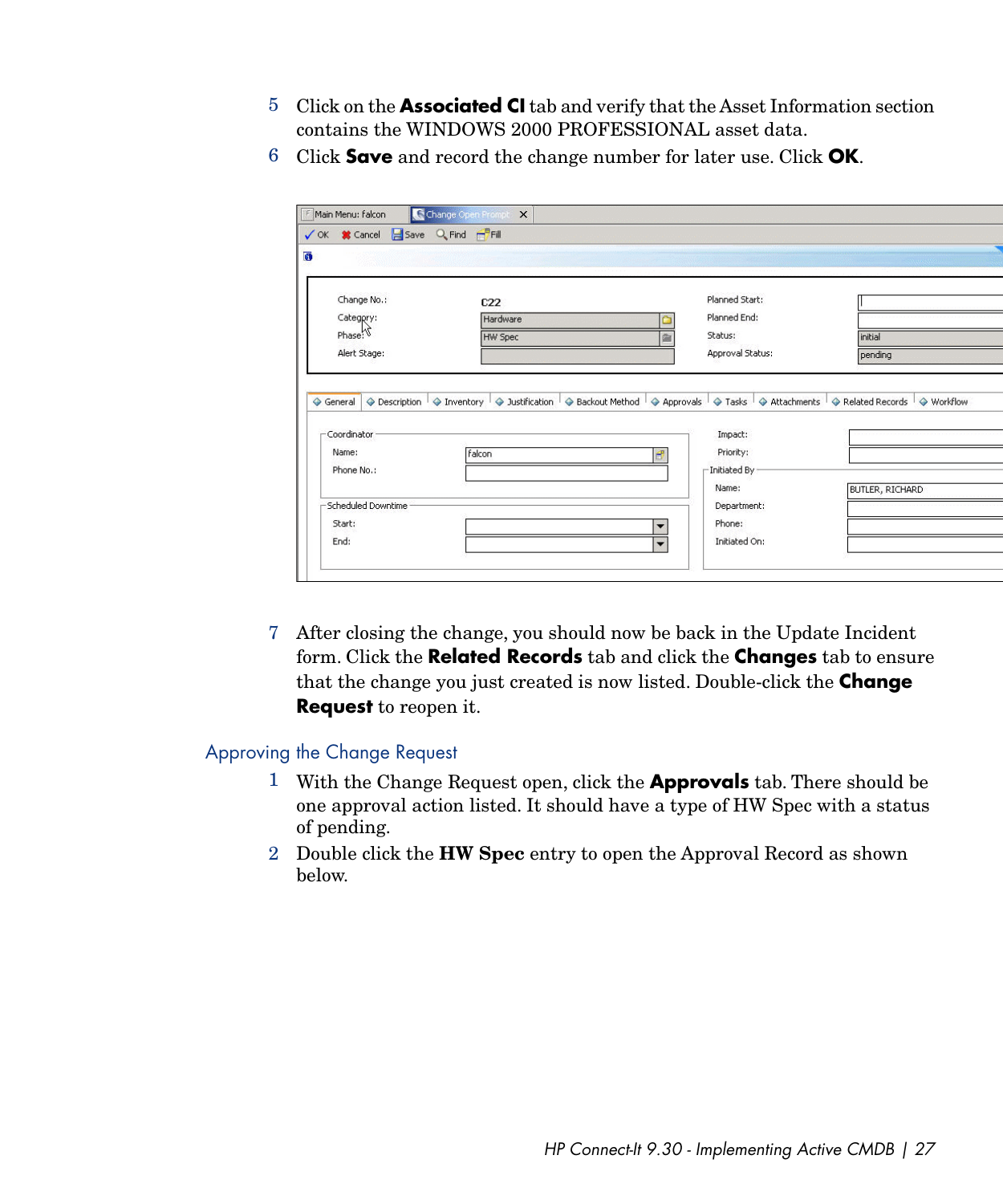5 Click on the **Associated CI** tab and verify that the Asset Information section contains the WINDOWS 2000 PROFESSIONAL asset data.

6 Click **Save** and record the change number for later use. Click **OK**.

7 After closing the change, you should now be back in the Update Incident form. Click the **Related Records** tab and click the **Changes** tab to ensure that the change you just created is now listed. Double-click the **Change Request** to reopen it.

## Approving the Change Request

1 With the Change Request open, click the **Approvals** tab. There should be one approval action listed. It should have a type of HW Spec with a status of pending.

2 Double click the **HW Spec** entry to open the Approval Record as shown below.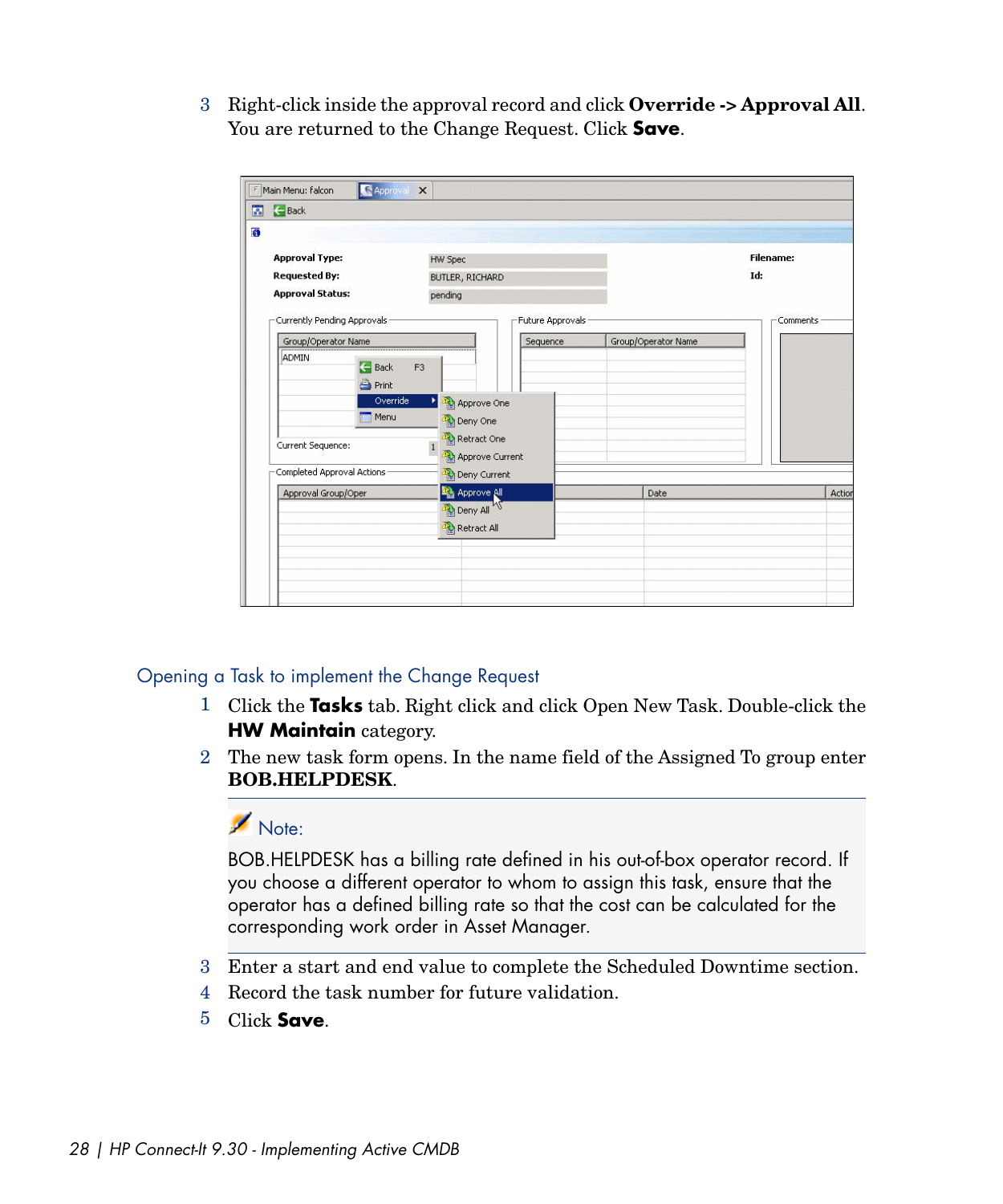3 Right-click inside the approval record and click **Override -> Approval All**. You are returned to the Change Request. Click **Save**.

## Opening a Task to implement the Change Request

1 Click the **Tasks** tab. Right click and click Open New Task. Double-click the **HW Maintain** category.

2 The new task form opens. In the name field of the Assigned To group enter **BOB.HELPDESK**.

> **Note:**
>
> BOB.HELPDESK has a billing rate defined in his out-of-box operator record. If you choose a different operator to whom to assign this task, ensure that the operator has a defined billing rate so that the cost can be calculated for the corresponding work order in Asset Manager.

3 Enter a start and end value to complete the Scheduled Downtime section.

4 Record the task number for future validation.

5 Click **Save**.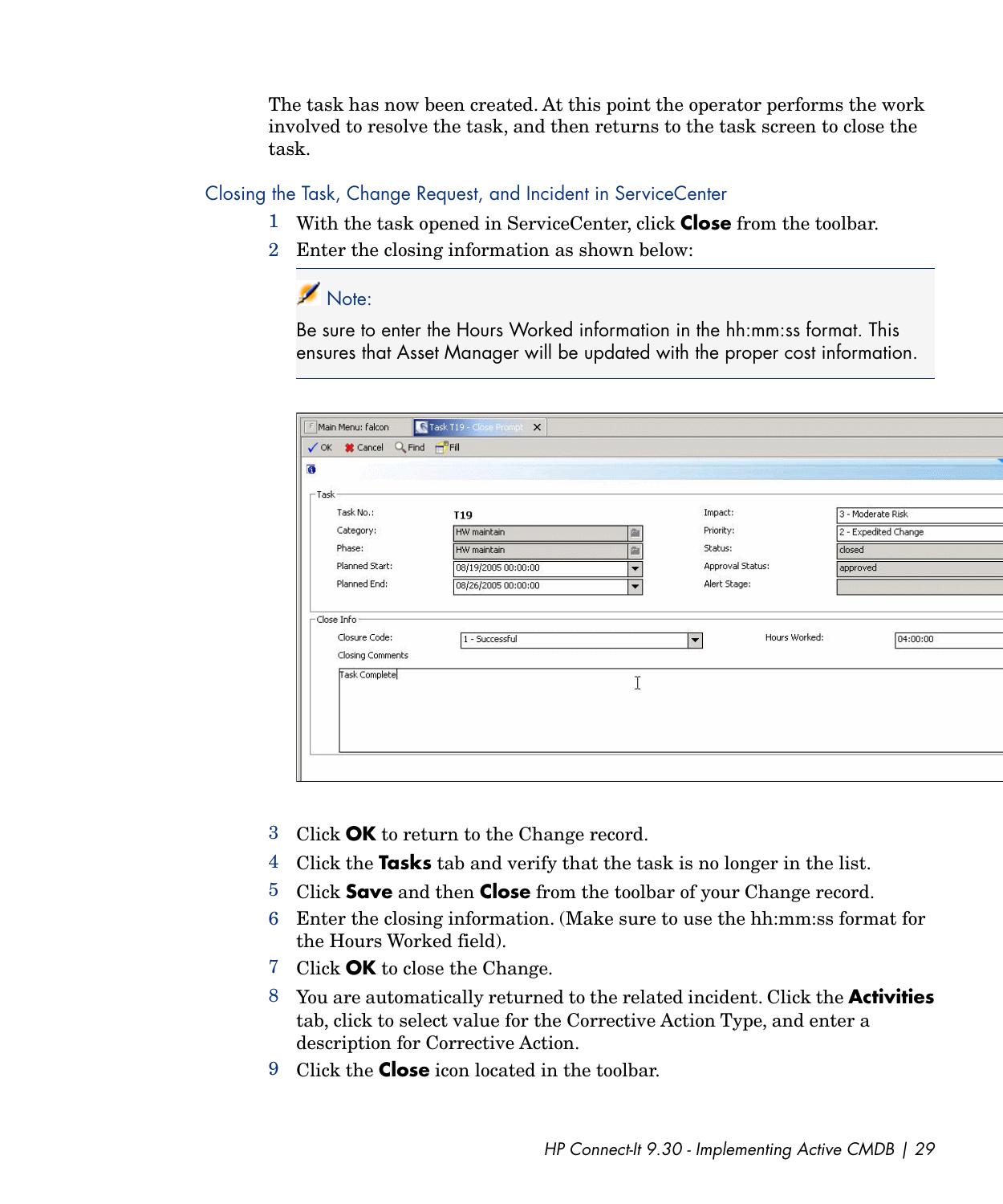The task has now been created. At this point the operator performs the work involved to resolve the task, and then returns to the task screen to close the task.

## Closing the Task, Change Request, and Incident in ServiceCenter

1. With the task opened in ServiceCenter, click **Close** from the toolbar.
2. Enter the closing information as shown below:

> **Note:**
>
> Be sure to enter the Hours Worked information in the hh:mm:ss format. This ensures that Asset Manager will be updated with the proper cost information.

3. Click **OK** to return to the Change record.
4. Click the **Tasks** tab and verify that the task is no longer in the list.
5. Click **Save** and then **Close** from the toolbar of your Change record.
6. Enter the closing information. (Make sure to use the hh:mm:ss format for the Hours Worked field).
7. Click **OK** to close the Change.
8. You are automatically returned to the related incident. Click the **Activities** tab, click to select value for the Corrective Action Type, and enter a description for Corrective Action.
9. Click the **Close** icon located in the toolbar.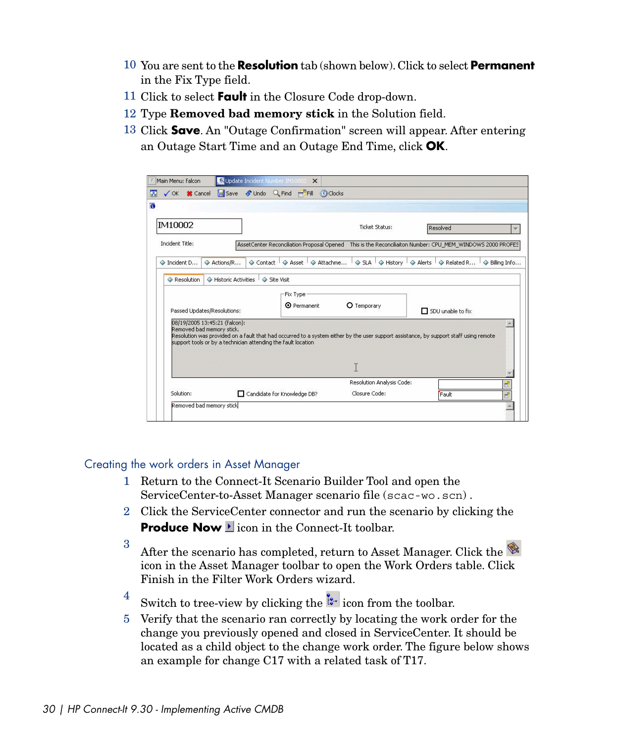10 You are sent to the **Resolution** tab (shown below). Click to select **Permanent** in the Fix Type field.

11 Click to select **Fault** in the Closure Code drop-down.

12 Type **Removed bad memory stick** in the Solution field.

13 Click **Save**. An "Outage Confirmation" screen will appear. After entering an Outage Start Time and an Outage End Time, click **OK**.

## Creating the work orders in Asset Manager

1. Return to the Connect-It Scenario Builder Tool and open the ServiceCenter-to-Asset Manager scenario file (`scac-wo.scn`).
2. Click the ServiceCenter connector and run the scenario by clicking the **Produce Now** icon in the Connect-It toolbar.
3. After the scenario has completed, return to Asset Manager. Click the icon in the Asset Manager toolbar to open the Work Orders table. Click Finish in the Filter Work Orders wizard.
4. Switch to tree-view by clicking the icon from the toolbar.
5. Verify that the scenario ran correctly by locating the work order for the change you previously opened and closed in ServiceCenter. It should be located as a child object to the change work order. The figure below shows an example for change C17 with a related task of T17.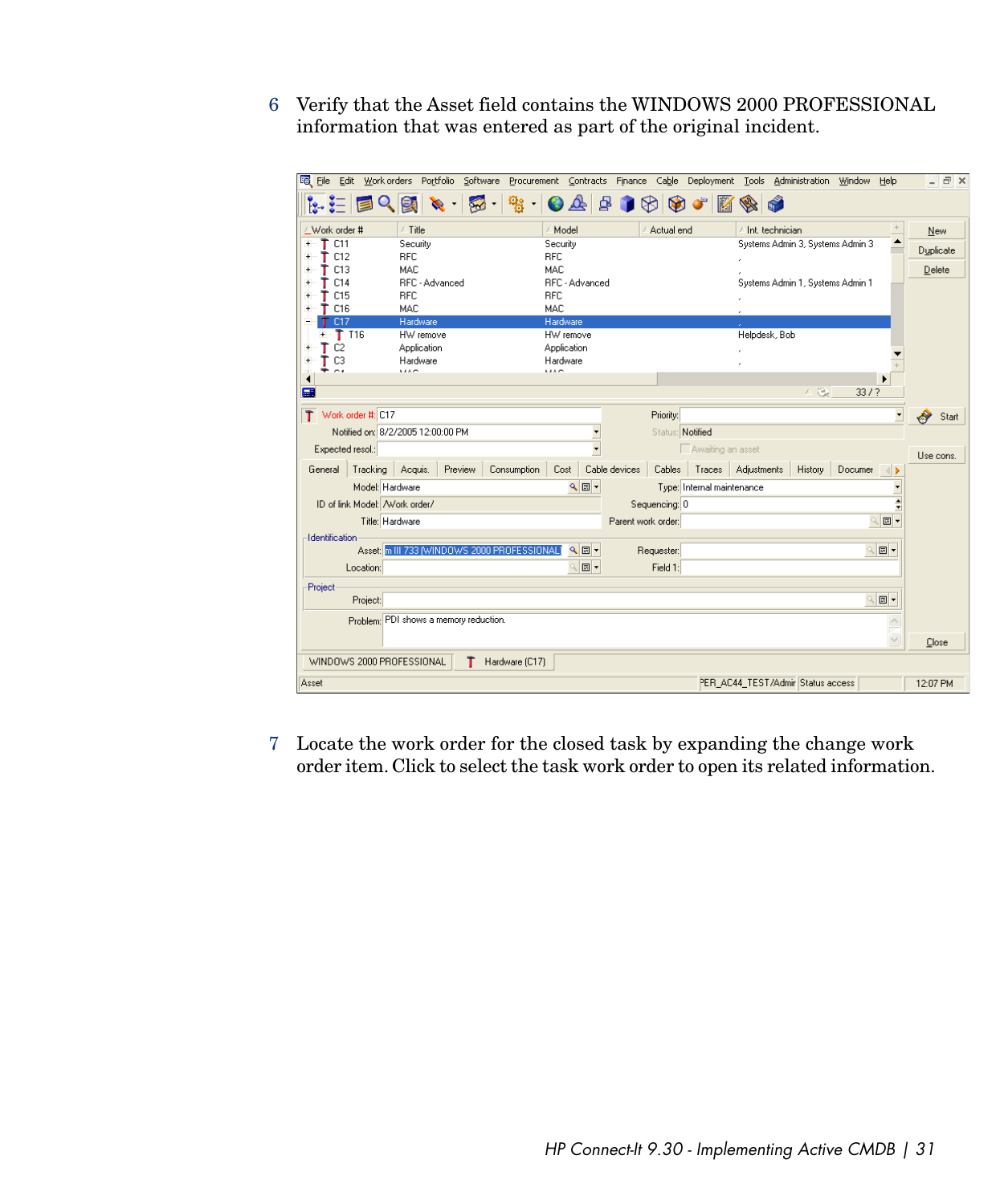6 Verify that the Asset field contains the WINDOWS 2000 PROFESSIONAL information that was entered as part of the original incident.

7 Locate the work order for the closed task by expanding the change work order item. Click to select the task work order to open its related information.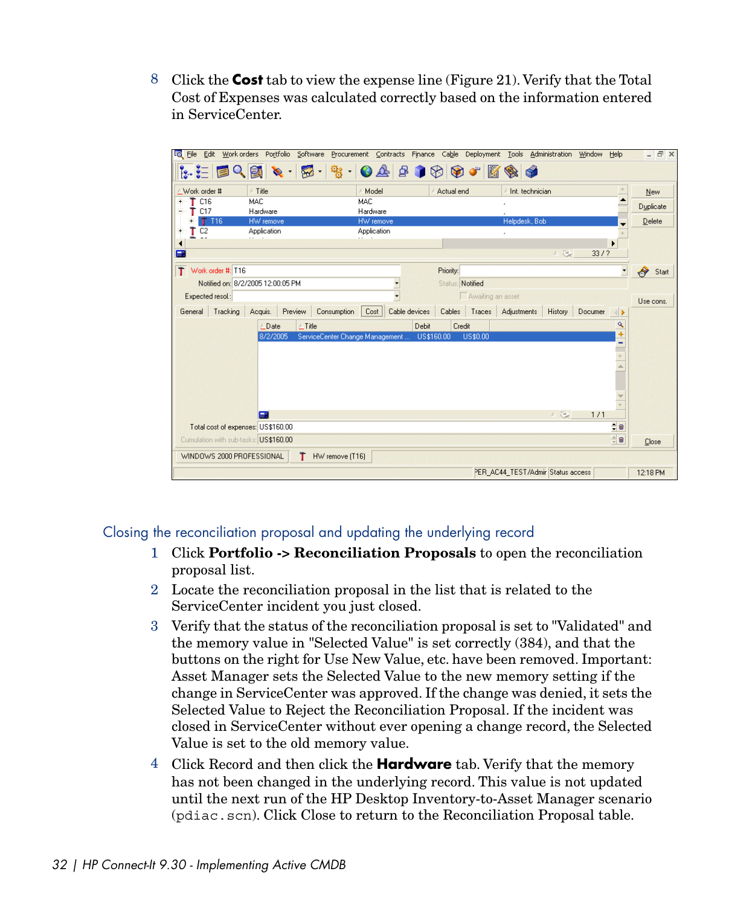8 Click the **Cost** tab to view the expense line (Figure 21). Verify that the Total Cost of Expenses was calculated correctly based on the information entered in ServiceCenter.

### Closing the reconciliation proposal and updating the underlying record

1 Click **Portfolio -> Reconciliation Proposals** to open the reconciliation proposal list.

2 Locate the reconciliation proposal in the list that is related to the ServiceCenter incident you just closed.

3 Verify that the status of the reconciliation proposal is set to "Validated" and the memory value in "Selected Value" is set correctly (384), and that the buttons on the right for Use New Value, etc. have been removed. Important: Asset Manager sets the Selected Value to the new memory setting if the change in ServiceCenter was approved. If the change was denied, it sets the Selected Value to Reject the Reconciliation Proposal. If the incident was closed in ServiceCenter without ever opening a change record, the Selected Value is set to the old memory value.

4 Click Record and then click the **Hardware** tab. Verify that the memory has not been changed in the underlying record. This value is not updated until the next run of the HP Desktop Inventory-to-Asset Manager scenario (`pdiac.scn`). Click Close to return to the Reconciliation Proposal table.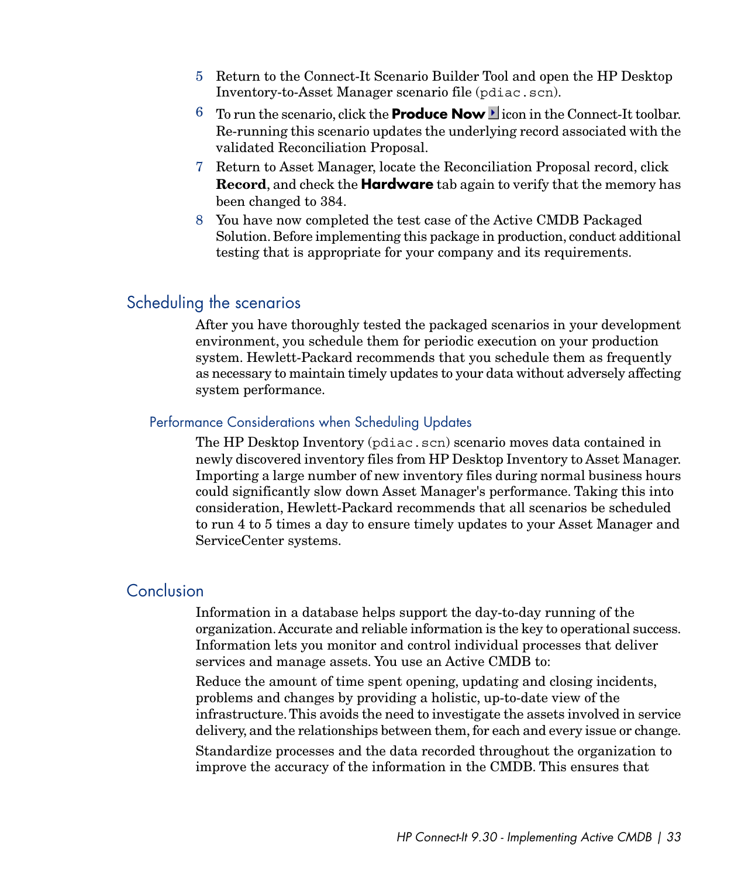5. Return to the Connect-It Scenario Builder Tool and open the HP Desktop Inventory-to-Asset Manager scenario file (`pdiac.scn`).
6. To run the scenario, click the **Produce Now** icon in the Connect-It toolbar. Re-running this scenario updates the underlying record associated with the validated Reconciliation Proposal.
7. Return to Asset Manager, locate the Reconciliation Proposal record, click **Record**, and check the **Hardware** tab again to verify that the memory has been changed to 384.
8. You have now completed the test case of the Active CMDB Packaged Solution. Before implementing this package in production, conduct additional testing that is appropriate for your company and its requirements.

## Scheduling the scenarios

After you have thoroughly tested the packaged scenarios in your development environment, you schedule them for periodic execution on your production system. Hewlett-Packard recommends that you schedule them as frequently as necessary to maintain timely updates to your data without adversely affecting system performance.

### Performance Considerations when Scheduling Updates

The HP Desktop Inventory (`pdiac.scn`) scenario moves data contained in newly discovered inventory files from HP Desktop Inventory to Asset Manager. Importing a large number of new inventory files during normal business hours could significantly slow down Asset Manager's performance. Taking this into consideration, Hewlett-Packard recommends that all scenarios be scheduled to run 4 to 5 times a day to ensure timely updates to your Asset Manager and ServiceCenter systems.

## Conclusion

Information in a database helps support the day-to-day running of the organization. Accurate and reliable information is the key to operational success. Information lets you monitor and control individual processes that deliver services and manage assets. You use an Active CMDB to:

Reduce the amount of time spent opening, updating and closing incidents, problems and changes by providing a holistic, up-to-date view of the infrastructure. This avoids the need to investigate the assets involved in service delivery, and the relationships between them, for each and every issue or change.

Standardize processes and the data recorded throughout the organization to improve the accuracy of the information in the CMDB. This ensures that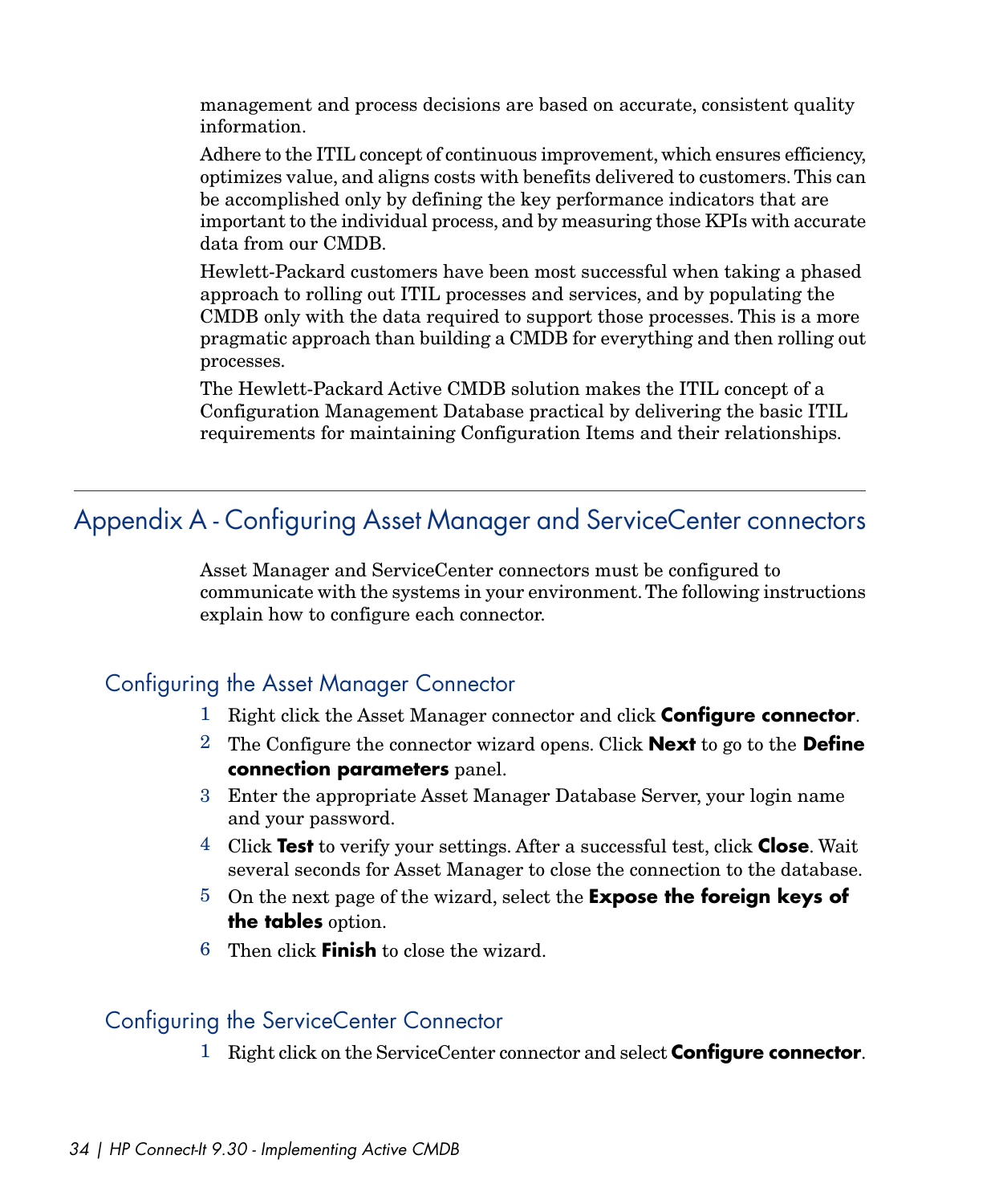management and process decisions are based on accurate, consistent quality information.

Adhere to the ITIL concept of continuous improvement, which ensures efficiency, optimizes value, and aligns costs with benefits delivered to customers. This can be accomplished only by defining the key performance indicators that are important to the individual process, and by measuring those KPIs with accurate data from our CMDB.

Hewlett-Packard customers have been most successful when taking a phased approach to rolling out ITIL processes and services, and by populating the CMDB only with the data required to support those processes. This is a more pragmatic approach than building a CMDB for everything and then rolling out processes.

The Hewlett-Packard Active CMDB solution makes the ITIL concept of a Configuration Management Database practical by delivering the basic ITIL requirements for maintaining Configuration Items and their relationships.

## Appendix A - Configuring Asset Manager and ServiceCenter connectors

Asset Manager and ServiceCenter connectors must be configured to communicate with the systems in your environment. The following instructions explain how to configure each connector.

### Configuring the Asset Manager Connector

1. Right click the Asset Manager connector and click **Configure connector**.
2. The Configure the connector wizard opens. Click **Next** to go to the **Define connection parameters** panel.
3. Enter the appropriate Asset Manager Database Server, your login name and your password.
4. Click **Test** to verify your settings. After a successful test, click **Close**. Wait several seconds for Asset Manager to close the connection to the database.
5. On the next page of the wizard, select the **Expose the foreign keys of the tables** option.
6. Then click **Finish** to close the wizard.

### Configuring the ServiceCenter Connector

1. Right click on the ServiceCenter connector and select **Configure connector**.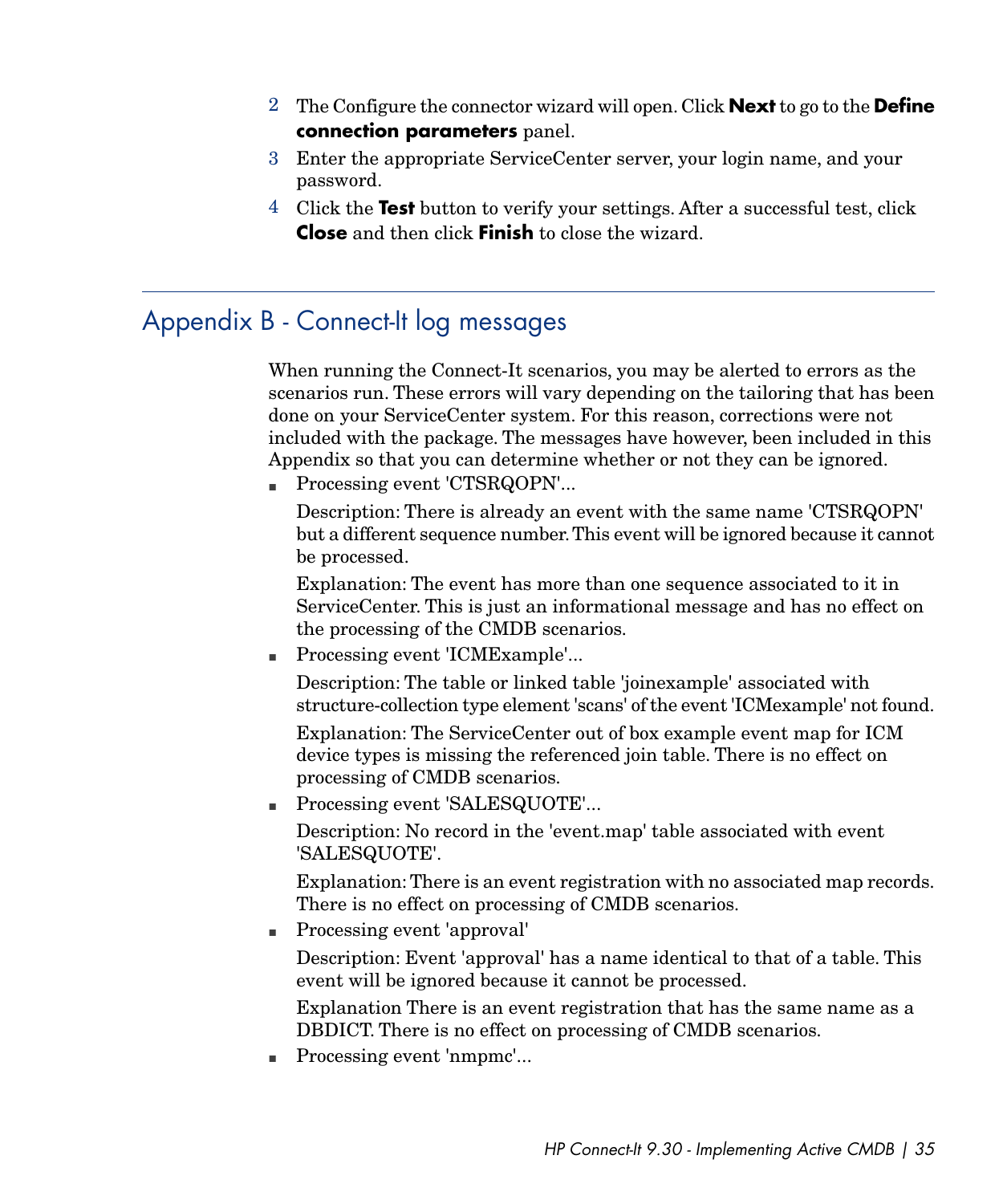2. The Configure the connector wizard will open. Click **Next** to go to the **Define connection parameters** panel.
3. Enter the appropriate ServiceCenter server, your login name, and your password.
4. Click the **Test** button to verify your settings. After a successful test, click **Close** and then click **Finish** to close the wizard.

## Appendix B - Connect-It log messages

When running the Connect-It scenarios, you may be alerted to errors as the scenarios run. These errors will vary depending on the tailoring that has been done on your ServiceCenter system. For this reason, corrections were not included with the package. The messages have however, been included in this Appendix so that you can determine whether or not they can be ignored.

- Processing event 'CTSRQOPN'...

  Description: There is already an event with the same name 'CTSRQOPN' but a different sequence number. This event will be ignored because it cannot be processed.

  Explanation: The event has more than one sequence associated to it in ServiceCenter. This is just an informational message and has no effect on the processing of the CMDB scenarios.

- Processing event 'ICMExample'...

  Description: The table or linked table 'joinexample' associated with structure-collection type element 'scans' of the event 'ICMexample' not found.

  Explanation: The ServiceCenter out of box example event map for ICM device types is missing the referenced join table. There is no effect on processing of CMDB scenarios.

- Processing event 'SALESQUOTE'...

  Description: No record in the 'event.map' table associated with event 'SALESQUOTE'.

  Explanation: There is an event registration with no associated map records. There is no effect on processing of CMDB scenarios.

- Processing event 'approval'

  Description: Event 'approval' has a name identical to that of a table. This event will be ignored because it cannot be processed.

  Explanation There is an event registration that has the same name as a DBDICT. There is no effect on processing of CMDB scenarios.

- Processing event 'nmpmc'...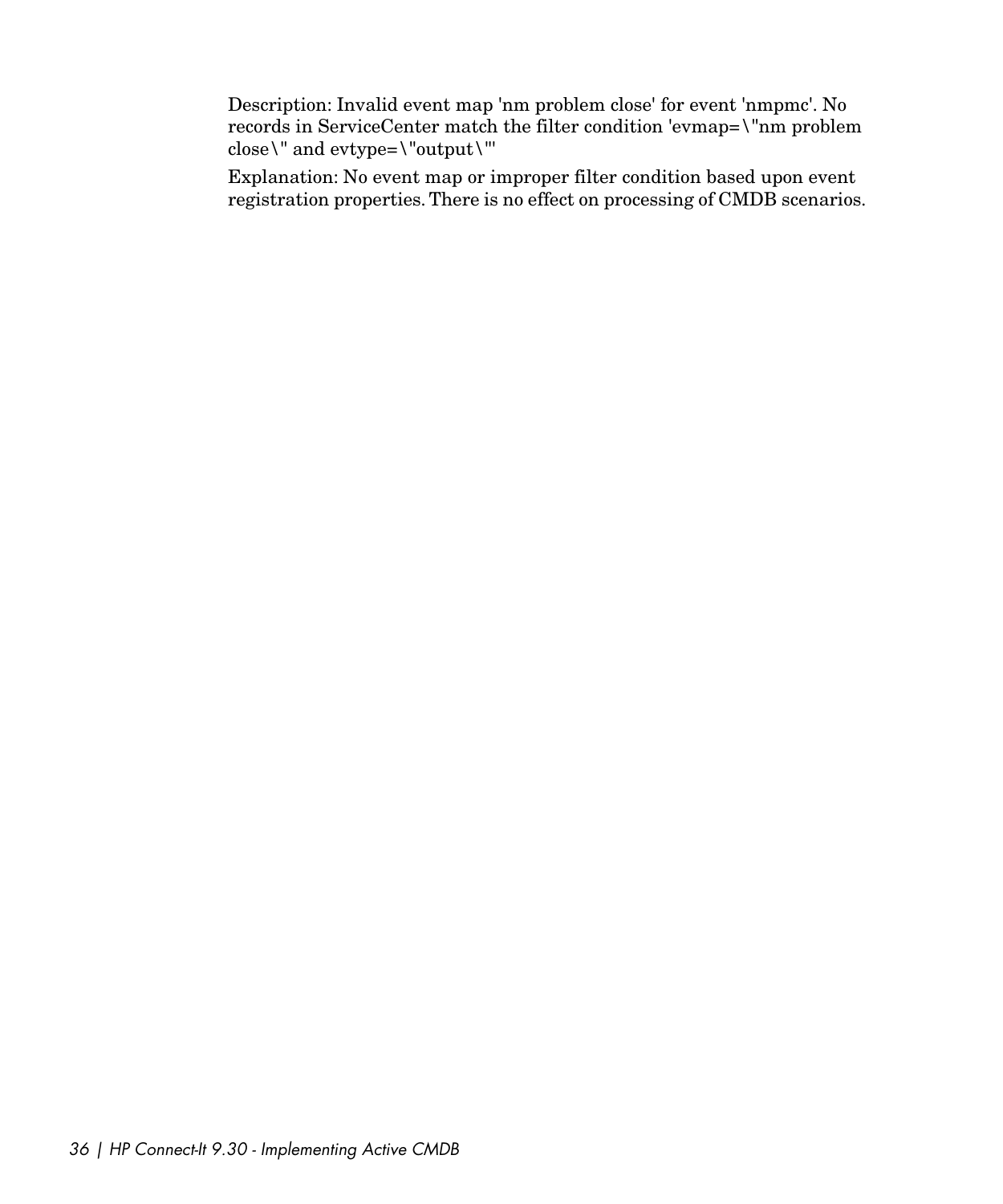Description: Invalid event map 'nm problem close' for event 'nmpmc'. No records in ServiceCenter match the filter condition 'evmap=\"nm problem close\" and evtype=\"output\"'

Explanation: No event map or improper filter condition based upon event registration properties. There is no effect on processing of CMDB scenarios.